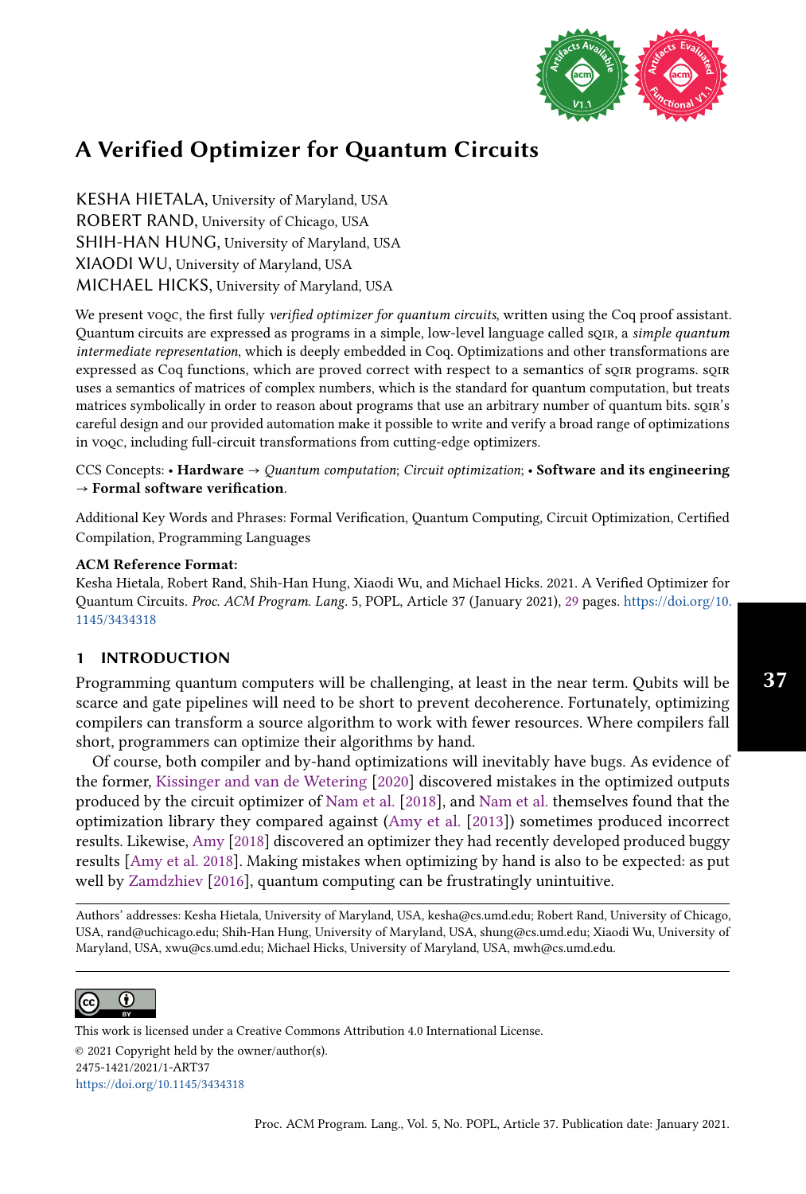# A Verified Optimizer for Quantum Circuits

KESHA HIETALA, University of Maryland, USA
ROBERT RAND, University of Chicago, USA
SHIH-HAN HUNG, University of Maryland, USA
XIAODI WU, University of Maryland, USA
MICHAEL HICKS, University of Maryland, USA

We present voqc, the first fully *verified optimizer for quantum circuits*, written using the Coq proof assistant. Quantum circuits are expressed as programs in a simple, low-level language called sqir, a *simple quantum intermediate representation*, which is deeply embedded in Coq. Optimizations and other transformations are expressed as Coq functions, which are proved correct with respect to a semantics of sqir programs. sqir uses a semantics of matrices of complex numbers, which is the standard for quantum computation, but treats matrices symbolically in order to reason about programs that use an arbitrary number of quantum bits. sqir's careful design and our provided automation make it possible to write and verify a broad range of optimizations in voqc, including full-circuit transformations from cutting-edge optimizers.

CCS Concepts: • **Hardware** → *Quantum computation*; *Circuit optimization*; • **Software and its engineering** → **Formal software verification**.

Additional Key Words and Phrases: Formal Verification, Quantum Computing, Circuit Optimization, Certified Compilation, Programming Languages

**ACM Reference Format:**
Kesha Hietala, Robert Rand, Shih-Han Hung, Xiaodi Wu, and Michael Hicks. 2021. A Verified Optimizer for Quantum Circuits. *Proc. ACM Program. Lang.* 5, POPL, Article 37 (January 2021), 29 pages. https://doi.org/10.1145/3434318

## 1 INTRODUCTION

Programming quantum computers will be challenging, at least in the near term. Qubits will be scarce and gate pipelines will need to be short to prevent decoherence. Fortunately, optimizing compilers can transform a source algorithm to work with fewer resources. Where compilers fall short, programmers can optimize their algorithms by hand.

Of course, both compiler and by-hand optimizations will inevitably have bugs. As evidence of the former, Kissinger and van de Wetering [2020] discovered mistakes in the optimized outputs produced by the circuit optimizer of Nam et al. [2018], and Nam et al. themselves found that the optimization library they compared against (Amy et al. [2013]) sometimes produced incorrect results. Likewise, Amy [2018] discovered an optimizer they had recently developed produced buggy results [Amy et al. 2018]. Making mistakes when optimizing by hand is also to be expected: as put well by Zamdzhiev [2016], quantum computing can be frustratingly unintuitive.

Authors' addresses: Kesha Hietala, University of Maryland, USA, kesha@cs.umd.edu; Robert Rand, University of Chicago, USA, rand@uchicago.edu; Shih-Han Hung, University of Maryland, USA, shung@cs.umd.edu; Xiaodi Wu, University of Maryland, USA, xwu@cs.umd.edu; Michael Hicks, University of Maryland, USA, mwh@cs.umd.edu.

This work is licensed under a Creative Commons Attribution 4.0 International License.
© 2021 Copyright held by the owner/author(s).
2475-1421/2021/1-ART37
https://doi.org/10.1145/3434318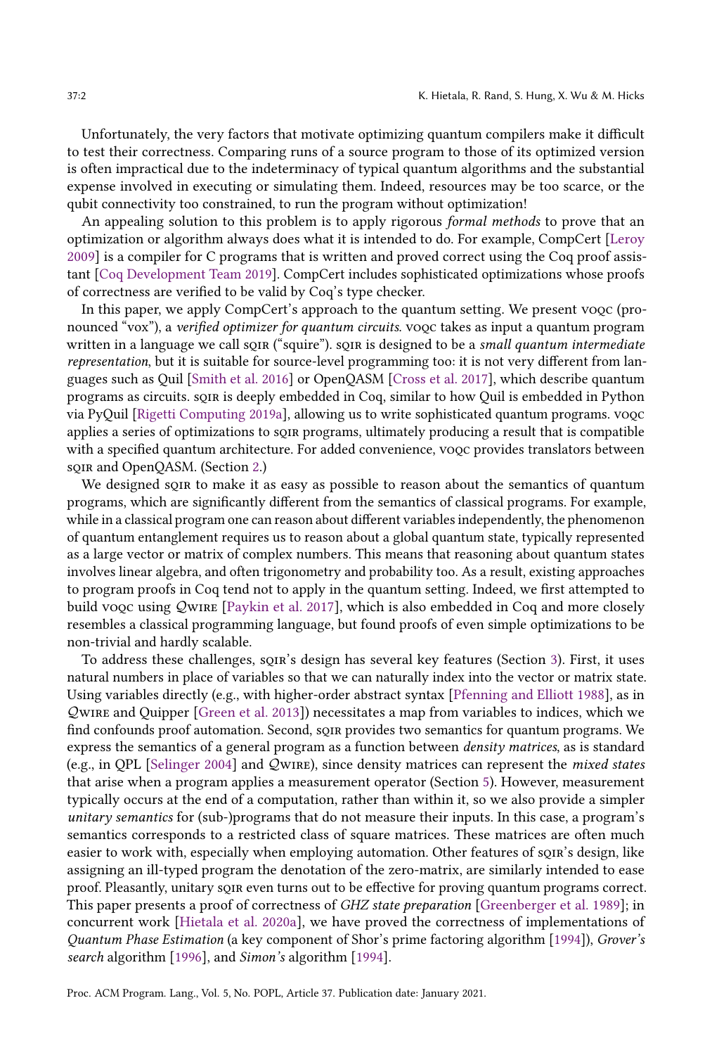Unfortunately, the very factors that motivate optimizing quantum compilers make it difficult to test their correctness. Comparing runs of a source program to those of its optimized version is often impractical due to the indeterminacy of typical quantum algorithms and the substantial expense involved in executing or simulating them. Indeed, resources may be too scarce, or the qubit connectivity too constrained, to run the program without optimization!

An appealing solution to this problem is to apply rigorous *formal methods* to prove that an optimization or algorithm always does what it is intended to do. For example, CompCert [Leroy 2009] is a compiler for C programs that is written and proved correct using the Coq proof assistant [Coq Development Team 2019]. CompCert includes sophisticated optimizations whose proofs of correctness are verified to be valid by Coq's type checker.

In this paper, we apply CompCert's approach to the quantum setting. We present voqc (pronounced "vox"), a *verified optimizer for quantum circuits.* voqc takes as input a quantum program written in a language we call sqir ("squire"). sqir is designed to be a *small quantum intermediate representation*, but it is suitable for source-level programming too: it is not very different from languages such as Quil [Smith et al. 2016] or OpenQASM [Cross et al. 2017], which describe quantum programs as circuits. sqir is deeply embedded in Coq, similar to how Quil is embedded in Python via PyQuil [Rigetti Computing 2019a], allowing us to write sophisticated quantum programs. voqc applies a series of optimizations to sqir programs, ultimately producing a result that is compatible with a specified quantum architecture. For added convenience, voqc provides translators between sqir and OpenQASM. (Section 2.)

We designed sqir to make it as easy as possible to reason about the semantics of quantum programs, which are significantly different from the semantics of classical programs. For example, while in a classical program one can reason about different variables independently, the phenomenon of quantum entanglement requires us to reason about a global quantum state, typically represented as a large vector or matrix of complex numbers. This means that reasoning about quantum states involves linear algebra, and often trigonometry and probability too. As a result, existing approaches to program proofs in Coq tend not to apply in the quantum setting. Indeed, we first attempted to build voqc using $\mathcal{Q}$wire [Paykin et al. 2017], which is also embedded in Coq and more closely resembles a classical programming language, but found proofs of even simple optimizations to be non-trivial and hardly scalable.

To address these challenges, sqir's design has several key features (Section 3). First, it uses natural numbers in place of variables so that we can naturally index into the vector or matrix state. Using variables directly (e.g., with higher-order abstract syntax [Pfenning and Elliott 1988], as in $\mathcal{Q}$wire and Quipper [Green et al. 2013]) necessitates a map from variables to indices, which we find confounds proof automation. Second, sqir provides two semantics for quantum programs. We express the semantics of a general program as a function between *density matrices*, as is standard (e.g., in QPL [Selinger 2004] and $\mathcal{Q}$wire), since density matrices can represent the *mixed states* that arise when a program applies a measurement operator (Section 5). However, measurement typically occurs at the end of a computation, rather than within it, so we also provide a simpler *unitary semantics* for (sub-)programs that do not measure their inputs. In this case, a program's semantics corresponds to a restricted class of square matrices. These matrices are often much easier to work with, especially when employing automation. Other features of sqir's design, like assigning an ill-typed program the denotation of the zero-matrix, are similarly intended to ease proof. Pleasantly, unitary sqir even turns out to be effective for proving quantum programs correct. This paper presents a proof of correctness of *GHZ state preparation* [Greenberger et al. 1989]; in concurrent work [Hietala et al. 2020a], we have proved the correctness of implementations of *Quantum Phase Estimation* (a key component of Shor's prime factoring algorithm [1994]), *Grover's search* algorithm [1996], and *Simon's* algorithm [1994].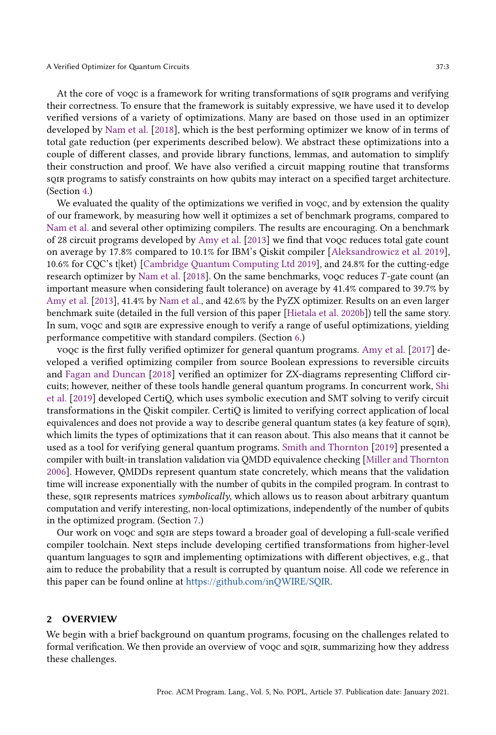At the core of voqc is a framework for writing transformations of sqir programs and verifying their correctness. To ensure that the framework is suitably expressive, we have used it to develop verified versions of a variety of optimizations. Many are based on those used in an optimizer developed by Nam et al. [2018], which is the best performing optimizer we know of in terms of total gate reduction (per experiments described below). We abstract these optimizations into a couple of different classes, and provide library functions, lemmas, and automation to simplify their construction and proof. We have also verified a circuit mapping routine that transforms sqir programs to satisfy constraints on how qubits may interact on a specified target architecture. (Section 4.)

We evaluated the quality of the optimizations we verified in voqc, and by extension the quality of our framework, by measuring how well it optimizes a set of benchmark programs, compared to Nam et al. and several other optimizing compilers. The results are encouraging. On a benchmark of 28 circuit programs developed by Amy et al. [2013] we find that voqc reduces total gate count on average by 17.8% compared to 10.1% for IBM's Qiskit compiler [Aleksandrowicz et al. 2019], 10.6% for CQC's t|ket⟩ [Cambridge Quantum Computing Ltd 2019], and 24.8% for the cutting-edge research optimizer by Nam et al. [2018]. On the same benchmarks, voqc reduces $T$-gate count (an important measure when considering fault tolerance) on average by 41.4% compared to 39.7% by Amy et al. [2013], 41.4% by Nam et al., and 42.6% by the PyZX optimizer. Results on an even larger benchmark suite (detailed in the full version of this paper [Hietala et al. 2020b]) tell the same story. In sum, voqc and sqir are expressive enough to verify a range of useful optimizations, yielding performance competitive with standard compilers. (Section 6.)

voqc is the first fully verified optimizer for general quantum programs. Amy et al. [2017] developed a verified optimizing compiler from source Boolean expressions to reversible circuits and Fagan and Duncan [2018] verified an optimizer for ZX-diagrams representing Clifford circuits; however, neither of these tools handle general quantum programs. In concurrent work, Shi et al. [2019] developed CertiQ, which uses symbolic execution and SMT solving to verify circuit transformations in the Qiskit compiler. CertiQ is limited to verifying correct application of local equivalences and does not provide a way to describe general quantum states (a key feature of sqir), which limits the types of optimizations that it can reason about. This also means that it cannot be used as a tool for verifying general quantum programs. Smith and Thornton [2019] presented a compiler with built-in translation validation via QMDD equivalence checking [Miller and Thornton 2006]. However, QMDDs represent quantum state concretely, which means that the validation time will increase exponentially with the number of qubits in the compiled program. In contrast to these, sqir represents matrices *symbolically*, which allows us to reason about arbitrary quantum computation and verify interesting, non-local optimizations, independently of the number of qubits in the optimized program. (Section 7.)

Our work on voqc and sqir are steps toward a broader goal of developing a full-scale verified compiler toolchain. Next steps include developing certified transformations from higher-level quantum languages to sqir and implementing optimizations with different objectives, e.g., that aim to reduce the probability that a result is corrupted by quantum noise. All code we reference in this paper can be found online at https://github.com/inQWIRE/SQIR.

## 2 OVERVIEW

We begin with a brief background on quantum programs, focusing on the challenges related to formal verification. We then provide an overview of voqc and sqir, summarizing how they address these challenges.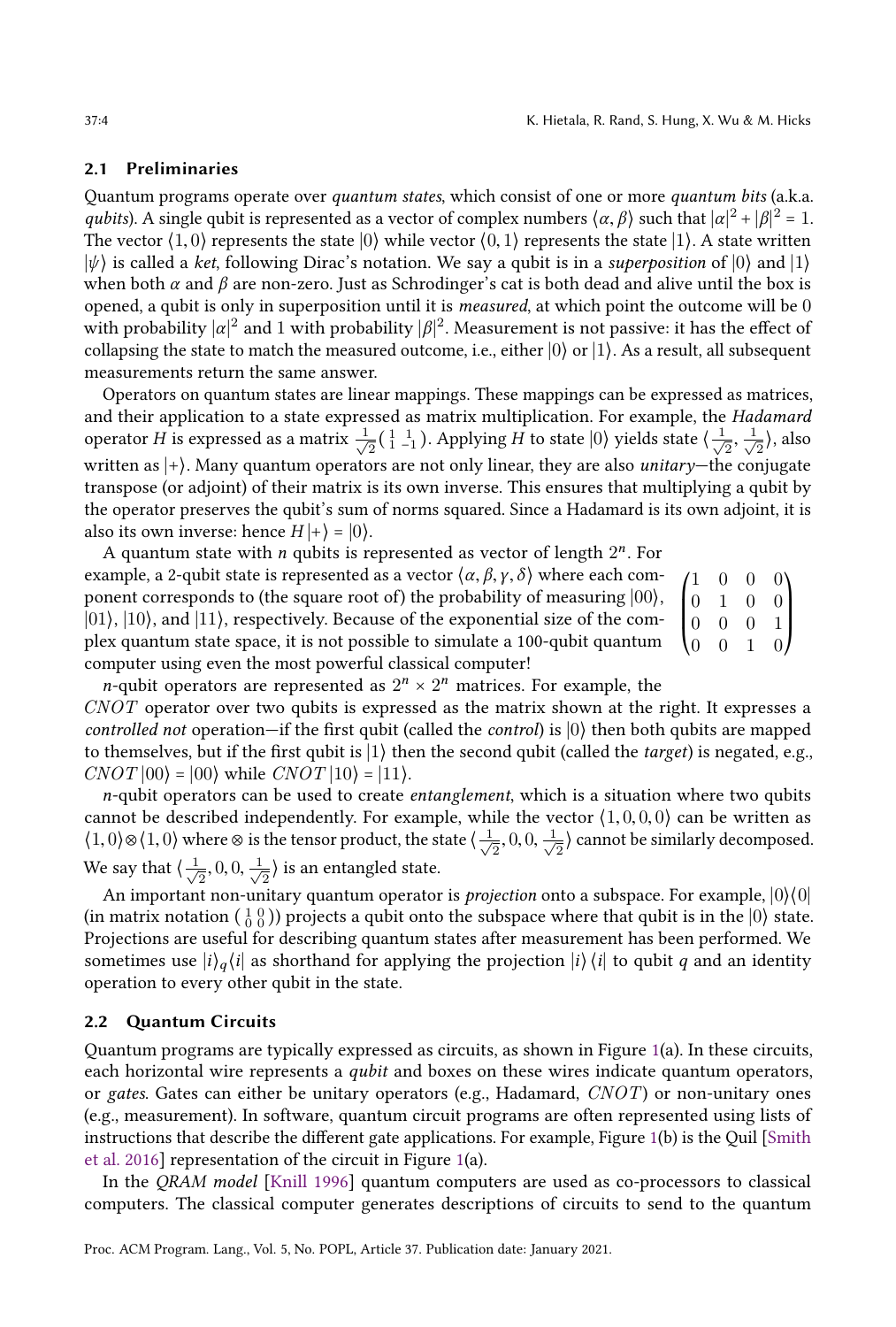## 2.1 Preliminaries

Quantum programs operate over *quantum states*, which consist of one or more *quantum bits* (a.k.a. *qubits*). A single qubit is represented as a vector of complex numbers $\langle \alpha, \beta \rangle$ such that $|\alpha|^2 + |\beta|^2 = 1$. The vector $\langle 1, 0 \rangle$ represents the state $|0\rangle$ while vector $\langle 0, 1 \rangle$ represents the state $|1\rangle$. A state written $|\psi\rangle$ is called a *ket*, following Dirac's notation. We say a qubit is in a *superposition* of $|0\rangle$ and $|1\rangle$ when both $\alpha$ and $\beta$ are non-zero. Just as Schrodinger's cat is both dead and alive until the box is opened, a qubit is only in superposition until it is *measured*, at which point the outcome will be 0 with probability $|\alpha|^2$ and 1 with probability $|\beta|^2$. Measurement is not passive: it has the effect of collapsing the state to match the measured outcome, i.e., either $|0\rangle$ or $|1\rangle$. As a result, all subsequent measurements return the same answer.

Operators on quantum states are linear mappings. These mappings can be expressed as matrices, and their application to a state expressed as matrix multiplication. For example, the *Hadamard* operator $H$ is expressed as a matrix $\frac{1}{\sqrt{2}}\begin{pmatrix} 1 & 1 \\ 1 & -1 \end{pmatrix}$. Applying $H$ to state $|0\rangle$ yields state $\langle \frac{1}{\sqrt{2}}, \frac{1}{\sqrt{2}} \rangle$, also written as $|+\rangle$. Many quantum operators are not only linear, they are also *unitary*—the conjugate transpose (or adjoint) of their matrix is its own inverse. This ensures that multiplying a qubit by the operator preserves the qubit's sum of norms squared. Since a Hadamard is its own adjoint, it is also its own inverse: hence $H|+\rangle = |0\rangle$.

A quantum state with $n$ qubits is represented as vector of length $2^n$. For example, a 2-qubit state is represented as a vector $\langle \alpha, \beta, \gamma, \delta \rangle$ where each component corresponds to (the square root of) the probability of measuring $|00\rangle$, $|01\rangle$, $|10\rangle$, and $|11\rangle$, respectively. Because of the exponential size of the complex quantum state space, it is not possible to simulate a 100-qubit quantum computer using even the most powerful classical computer!

$$\begin{pmatrix} 1 & 0 & 0 & 0 \\ 0 & 1 & 0 & 0 \\ 0 & 0 & 0 & 1 \\ 0 & 0 & 1 & 0 \end{pmatrix}$$

$n$-qubit operators are represented as $2^n \times 2^n$ matrices. For example, the $CNOT$ operator over two qubits is expressed as the matrix shown at the right. It expresses a *controlled not* operation—if the first qubit (called the *control*) is $|0\rangle$ then both qubits are mapped to themselves, but if the first qubit is $|1\rangle$ then the second qubit (called the *target*) is negated, e.g., $CNOT\,|00\rangle = |00\rangle$ while $CNOT\,|10\rangle = |11\rangle$.

$n$-qubit operators can be used to create *entanglement*, which is a situation where two qubits cannot be described independently. For example, while the vector $\langle 1, 0, 0, 0 \rangle$ can be written as $\langle 1, 0 \rangle \otimes \langle 1, 0 \rangle$ where $\otimes$ is the tensor product, the state $\langle \frac{1}{\sqrt{2}}, 0, 0, \frac{1}{\sqrt{2}} \rangle$ cannot be similarly decomposed. We say that $\langle \frac{1}{\sqrt{2}}, 0, 0, \frac{1}{\sqrt{2}} \rangle$ is an entangled state.

An important non-unitary quantum operator is *projection* onto a subspace. For example, $|0\rangle\langle 0|$ (in matrix notation $\begin{pmatrix} 1 & 0 \\ 0 & 0 \end{pmatrix}$) projects a qubit onto the subspace where that qubit is in the $|0\rangle$ state. Projections are useful for describing quantum states after measurement has been performed. We sometimes use $|i\rangle_q\langle i|$ as shorthand for applying the projection $|i\rangle\langle i|$ to qubit $q$ and an identity operation to every other qubit in the state.

## 2.2 Quantum Circuits

Quantum programs are typically expressed as circuits, as shown in Figure 1(a). In these circuits, each horizontal wire represents a *qubit* and boxes on these wires indicate quantum operators, or *gates*. Gates can either be unitary operators (e.g., Hadamard, $CNOT$) or non-unitary ones (e.g., measurement). In software, quantum circuit programs are often represented using lists of instructions that describe the different gate applications. For example, Figure 1(b) is the Quil [Smith et al. 2016] representation of the circuit in Figure 1(a).

In the *QRAM model* [Knill 1996] quantum computers are used as co-processors to classical computers. The classical computer generates descriptions of circuits to send to the quantum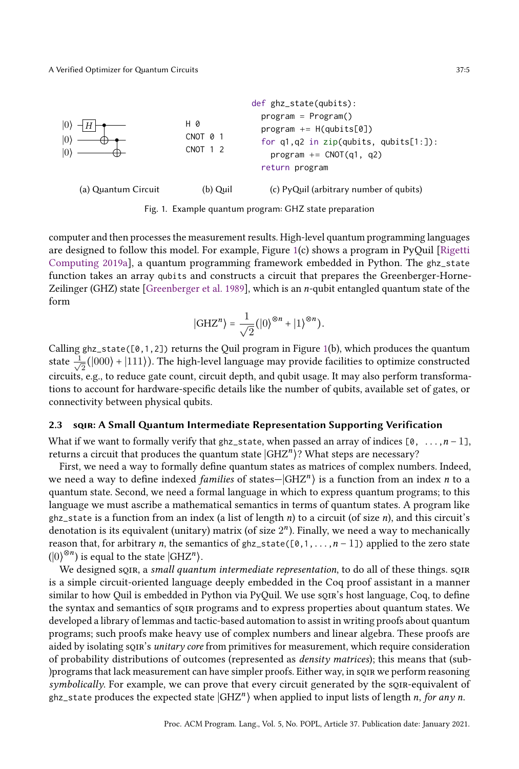```
H 0
CNOT 0 1
CNOT 1 2
```

```
def ghz_state(qubits):
  program = Program()
  program += H(qubits[0])
  for q1,q2 in zip(qubits, qubits[1:]):
    program += CNOT(q1, q2)
  return program
```

(a) Quantum Circuit (b) Quil (c) PyQuil (arbitrary number of qubits)

Fig. 1. Example quantum program: GHZ state preparation

computer and then processes the measurement results. High-level quantum programming languages are designed to follow this model. For example, Figure 1(c) shows a program in PyQuil [Rigetti Computing 2019a], a quantum programming framework embedded in Python. The ghz_state function takes an array qubits and constructs a circuit that prepares the Greenberger-Horne-Zeilinger (GHZ) state [Greenberger et al. 1989], which is an $n$-qubit entangled quantum state of the form

$$|\text{GHZ}^n\rangle = \frac{1}{\sqrt{2}}(|0\rangle^{\otimes n} + |1\rangle^{\otimes n}).$$

Calling ghz_state([0,1,2]) returns the Quil program in Figure 1(b), which produces the quantum state $\frac{1}{\sqrt{2}}(|000\rangle + |111\rangle)$. The high-level language may provide facilities to optimize constructed circuits, e.g., to reduce gate count, circuit depth, and qubit usage. It may also perform transformations to account for hardware-specific details like the number of qubits, available set of gates, or connectivity between physical qubits.

### 2.3 sqir: A Small Quantum Intermediate Representation Supporting Verification

What if we want to formally verify that ghz_state, when passed an array of indices [0, ..., $n-1$], returns a circuit that produces the quantum state $|\text{GHZ}^n\rangle$? What steps are necessary?

First, we need a way to formally define quantum states as matrices of complex numbers. Indeed, we need a way to define indexed *families* of states—$|\text{GHZ}^n\rangle$ is a function from an index $n$ to a quantum state. Second, we need a formal language in which to express quantum programs; to this language we must ascribe a mathematical semantics in terms of quantum states. A program like ghz_state is a function from an index (a list of length $n$) to a circuit (of size $n$), and this circuit's denotation is its equivalent (unitary) matrix (of size $2^n$). Finally, we need a way to mechanically reason that, for arbitrary $n$, the semantics of ghz_state([0,1,...,$n-1$]) applied to the zero state ($|0\rangle^{\otimes n}$) is equal to the state $|\text{GHZ}^n\rangle$.

We designed sqir, a *small quantum intermediate representation*, to do all of these things. sqir is a simple circuit-oriented language deeply embedded in the Coq proof assistant in a manner similar to how Quil is embedded in Python via PyQuil. We use sqir's host language, Coq, to define the syntax and semantics of sqir programs and to express properties about quantum states. We developed a library of lemmas and tactic-based automation to assist in writing proofs about quantum programs; such proofs make heavy use of complex numbers and linear algebra. These proofs are aided by isolating sqir's *unitary core* from primitives for measurement, which require consideration of probability distributions of outcomes (represented as *density matrices*); this means that (sub-)programs that lack measurement can have simpler proofs. Either way, in sqir we perform reasoning *symbolically*. For example, we can prove that every circuit generated by the sqir-equivalent of ghz_state produces the expected state $|\text{GHZ}^n\rangle$ when applied to input lists of length $n$, *for any n*.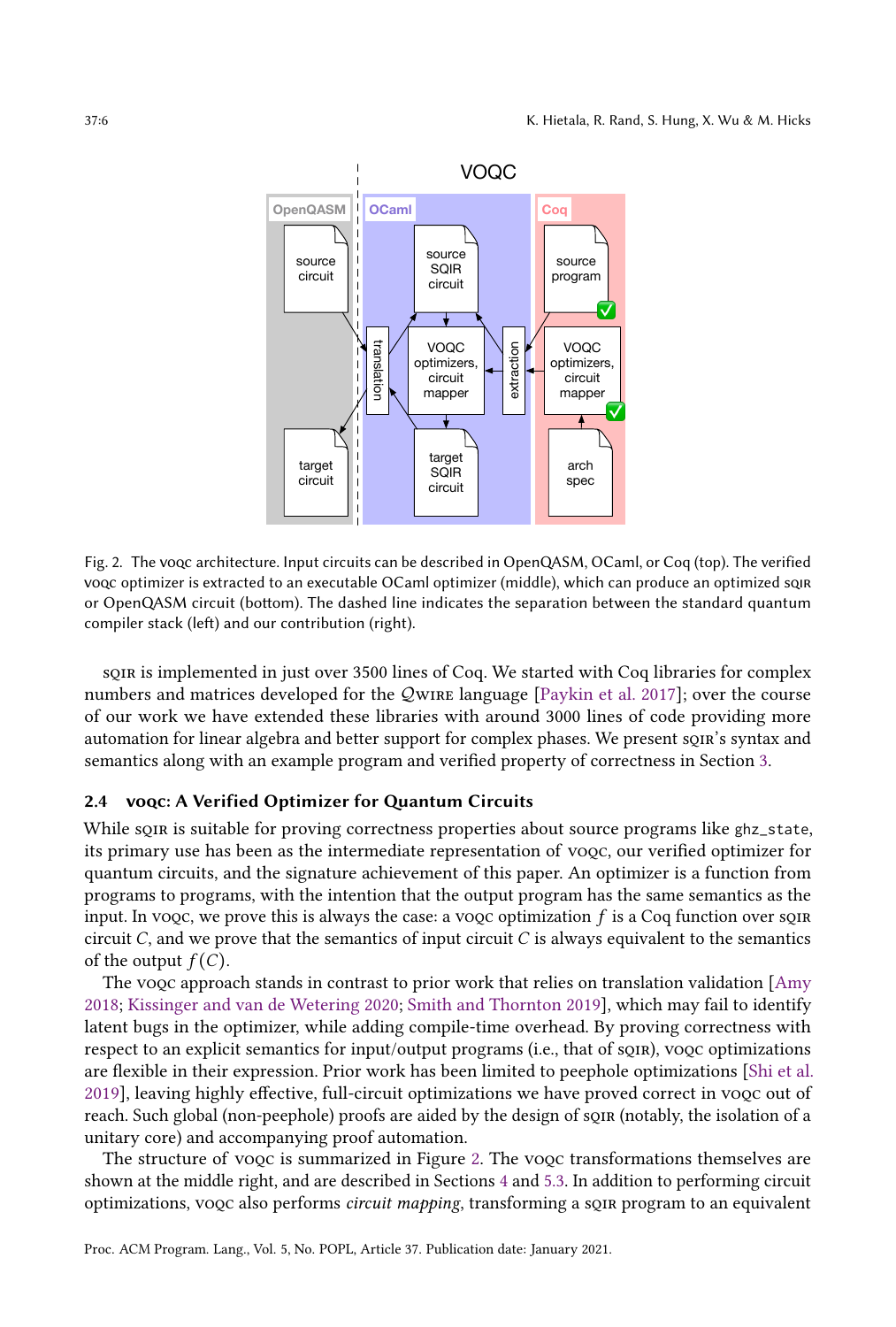Fig. 2. The VOQC architecture. Input circuits can be described in OpenQASM, OCaml, or Coq (top). The verified VOQC optimizer is extracted to an executable OCaml optimizer (middle), which can produce an optimized SQIR or OpenQASM circuit (bottom). The dashed line indicates the separation between the standard quantum compiler stack (left) and our contribution (right).

SQIR is implemented in just over 3500 lines of Coq. We started with Coq libraries for complex numbers and matrices developed for the QWIRE language [Paykin et al. 2017]; over the course of our work we have extended these libraries with around 3000 lines of code providing more automation for linear algebra and better support for complex phases. We present SQIR's syntax and semantics along with an example program and verified property of correctness in Section 3.

### 2.4 VOQC: A Verified Optimizer for Quantum Circuits

While SQIR is suitable for proving correctness properties about source programs like `ghz_state`, its primary use has been as the intermediate representation of VOQC, our verified optimizer for quantum circuits, and the signature achievement of this paper. An optimizer is a function from programs to programs, with the intention that the output program has the same semantics as the input. In VOQC, we prove this is always the case: a VOQC optimization $f$ is a Coq function over SQIR circuit $C$, and we prove that the semantics of input circuit $C$ is always equivalent to the semantics of the output $f(C)$.

The VOQC approach stands in contrast to prior work that relies on translation validation [Amy 2018; Kissinger and van de Wetering 2020; Smith and Thornton 2019], which may fail to identify latent bugs in the optimizer, while adding compile-time overhead. By proving correctness with respect to an explicit semantics for input/output programs (i.e., that of SQIR), VOQC optimizations are flexible in their expression. Prior work has been limited to peephole optimizations [Shi et al. 2019], leaving highly effective, full-circuit optimizations we have proved correct in VOQC out of reach. Such global (non-peephole) proofs are aided by the design of SQIR (notably, the isolation of a unitary core) and accompanying proof automation.

The structure of VOQC is summarized in Figure 2. The VOQC transformations themselves are shown at the middle right, and are described in Sections 4 and 5.3. In addition to performing circuit optimizations, VOQC also performs *circuit mapping*, transforming a SQIR program to an equivalent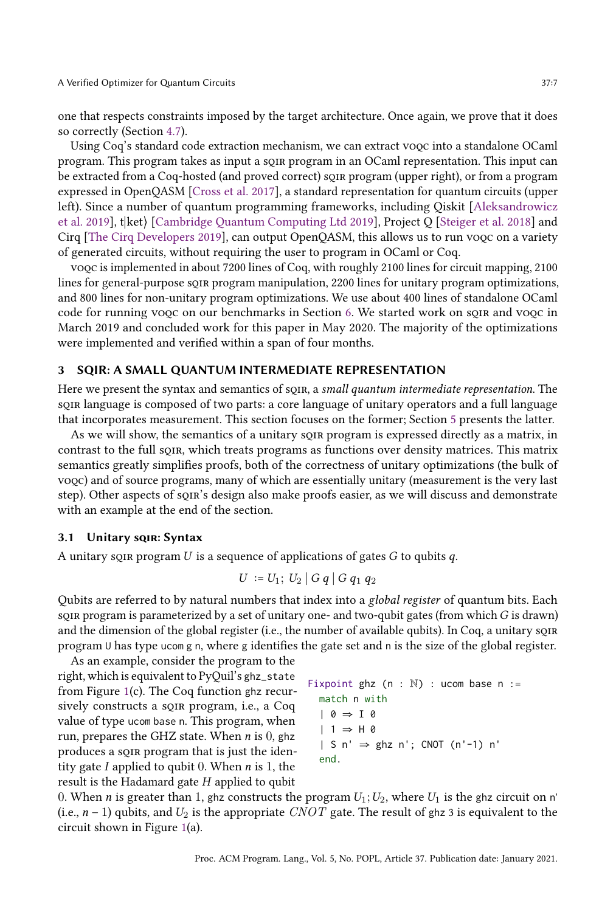one that respects constraints imposed by the target architecture. Once again, we prove that it does so correctly (Section 4.7).

Using Coq's standard code extraction mechanism, we can extract voqc into a standalone OCaml program. This program takes as input a sqir program in an OCaml representation. This input can be extracted from a Coq-hosted (and proved correct) sqir program (upper right), or from a program expressed in OpenQASM [Cross et al. 2017], a standard representation for quantum circuits (upper left). Since a number of quantum programming frameworks, including Qiskit [Aleksandrowicz et al. 2019], t|ket⟩ [Cambridge Quantum Computing Ltd 2019], Project Q [Steiger et al. 2018] and Cirq [The Cirq Developers 2019], can output OpenQASM, this allows us to run voqc on a variety of generated circuits, without requiring the user to program in OCaml or Coq.

voqc is implemented in about 7200 lines of Coq, with roughly 2100 lines for circuit mapping, 2100 lines for general-purpose sqir program manipulation, 2200 lines for unitary program optimizations, and 800 lines for non-unitary program optimizations. We use about 400 lines of standalone OCaml code for running voqc on our benchmarks in Section 6. We started work on sqir and voqc in March 2019 and concluded work for this paper in May 2020. The majority of the optimizations were implemented and verified within a span of four months.

## 3 SQIR: A SMALL QUANTUM INTERMEDIATE REPRESENTATION

Here we present the syntax and semantics of sqir, a *small quantum intermediate representation*. The sqir language is composed of two parts: a core language of unitary operators and a full language that incorporates measurement. This section focuses on the former; Section 5 presents the latter.

As we will show, the semantics of a unitary sqir program is expressed directly as a matrix, in contrast to the full sqir, which treats programs as functions over density matrices. This matrix semantics greatly simplifies proofs, both of the correctness of unitary optimizations (the bulk of voqc) and of source programs, many of which are essentially unitary (measurement is the very last step). Other aspects of sqir's design also make proofs easier, as we will discuss and demonstrate with an example at the end of the section.

### 3.1 Unitary sqir: Syntax

A unitary sqir program $U$ is a sequence of applications of gates $G$ to qubits $q$.

$$U := U_1;\ U_2 \mid G\ q \mid G\ q_1\ q_2$$

Qubits are referred to by natural numbers that index into a *global register* of quantum bits. Each sqir program is parameterized by a set of unitary one- and two-qubit gates (from which $G$ is drawn) and the dimension of the global register (i.e., the number of available qubits). In Coq, a unitary sqir program `U` has type `ucom g n`, where `g` identifies the gate set and `n` is the size of the global register.

As an example, consider the program to the right, which is equivalent to PyQuil's `ghz_state` from Figure 1(c). The Coq function `ghz` recursively constructs a sqir program, i.e., a Coq value of type `ucom base n`. This program, when run, prepares the GHZ state. When $n$ is 0, `ghz` produces a sqir program that is just the identity gate $I$ applied to qubit 0. When $n$ is 1, the result is the Hadamard gate $H$ applied to qubit 0. When $n$ is greater than 1, `ghz` constructs the program $U_1; U_2$, where $U_1$ is the `ghz` circuit on `n'` (i.e., $n-1$) qubits, and $U_2$ is the appropriate $CNOT$ gate. The result of `ghz 3` is equivalent to the circuit shown in Figure 1(a).

```
Fixpoint ghz (n : ℕ) : ucom base n :=
  match n with
  | 0 ⇒ I 0
  | 1 ⇒ H 0
  | S n' ⇒ ghz n'; CNOT (n'-1) n'
  end.
```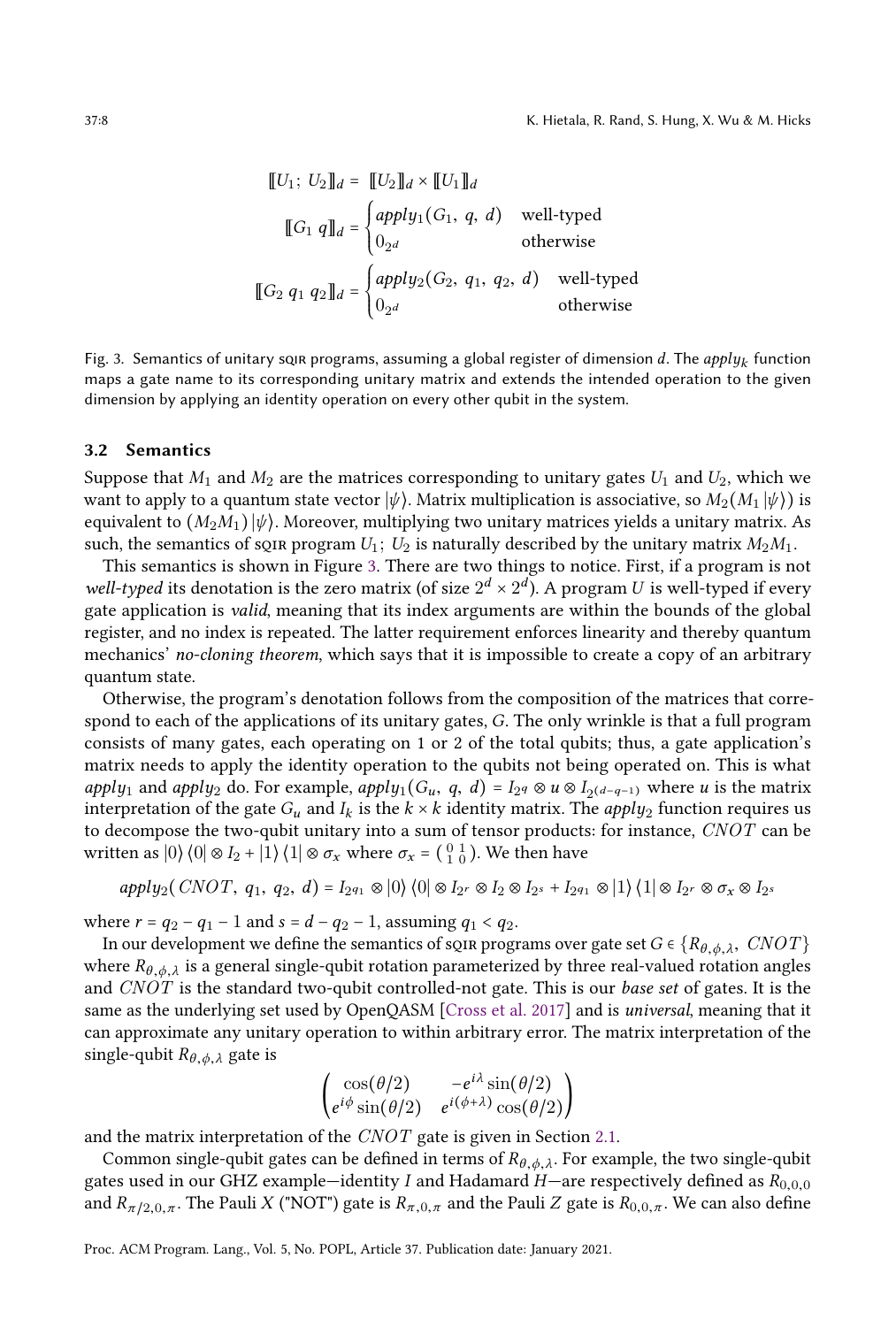$$\llbracket U_1;\ U_2 \rrbracket_d = \llbracket U_2 \rrbracket_d \times \llbracket U_1 \rrbracket_d$$

$$\llbracket G_1\ q \rrbracket_d = \begin{cases} apply_1(G_1,\ q,\ d) & \text{well-typed} \\ 0_{2^d} & \text{otherwise} \end{cases}$$

$$\llbracket G_2\ q_1\ q_2 \rrbracket_d = \begin{cases} apply_2(G_2,\ q_1,\ q_2,\ d) & \text{well-typed} \\ 0_{2^d} & \text{otherwise} \end{cases}$$

Fig. 3. Semantics of unitary SQIR programs, assuming a global register of dimension $d$. The $apply_k$ function maps a gate name to its corresponding unitary matrix and extends the intended operation to the given dimension by applying an identity operation on every other qubit in the system.

### 3.2 Semantics

Suppose that $M_1$ and $M_2$ are the matrices corresponding to unitary gates $U_1$ and $U_2$, which we want to apply to a quantum state vector $|\psi\rangle$. Matrix multiplication is associative, so $M_2(M_1|\psi\rangle)$ is equivalent to $(M_2 M_1)|\psi\rangle$. Moreover, multiplying two unitary matrices yields a unitary matrix. As such, the semantics of SQIR program $U_1;\ U_2$ is naturally described by the unitary matrix $M_2 M_1$.

This semantics is shown in Figure 3. There are two things to notice. First, if a program is not *well-typed* its denotation is the zero matrix (of size $2^d \times 2^d$). A program $U$ is well-typed if every gate application is *valid*, meaning that its index arguments are within the bounds of the global register, and no index is repeated. The latter requirement enforces linearity and thereby quantum mechanics' *no-cloning theorem*, which says that it is impossible to create a copy of an arbitrary quantum state.

Otherwise, the program's denotation follows from the composition of the matrices that correspond to each of the applications of its unitary gates, $G$. The only wrinkle is that a full program consists of many gates, each operating on 1 or 2 of the total qubits; thus, a gate application's matrix needs to apply the identity operation to the qubits not being operated on. This is what $apply_1$ and $apply_2$ do. For example, $apply_1(G_u,\ q,\ d) = I_{2^q} \otimes u \otimes I_{2^{(d-q-1)}}$ where $u$ is the matrix interpretation of the gate $G_u$ and $I_k$ is the $k \times k$ identity matrix. The $apply_2$ function requires us to decompose the two-qubit unitary into a sum of tensor products: for instance, $CNOT$ can be written as $|0\rangle\langle 0| \otimes I_2 + |1\rangle\langle 1| \otimes \sigma_x$ where $\sigma_x = \begin{pmatrix} 0 & 1 \\ 1 & 0 \end{pmatrix}$. We then have

$$apply_2(CNOT,\ q_1,\ q_2,\ d) = I_{2^{q_1}} \otimes |0\rangle\langle 0| \otimes I_{2^r} \otimes I_2 \otimes I_{2^s} + I_{2^{q_1}} \otimes |1\rangle\langle 1| \otimes I_{2^r} \otimes \sigma_x \otimes I_{2^s}$$

where $r = q_2 - q_1 - 1$ and $s = d - q_2 - 1$, assuming $q_1 < q_2$.

In our development we define the semantics of SQIR programs over gate set $G \in \{R_{\theta,\phi,\lambda},\ CNOT\}$ where $R_{\theta,\phi,\lambda}$ is a general single-qubit rotation parameterized by three real-valued rotation angles and $CNOT$ is the standard two-qubit controlled-not gate. This is our *base set* of gates. It is the same as the underlying set used by OpenQASM [Cross et al. 2017] and is *universal*, meaning that it can approximate any unitary operation to within arbitrary error. The matrix interpretation of the single-qubit $R_{\theta,\phi,\lambda}$ gate is

$$\begin{pmatrix} \cos(\theta/2) & -e^{i\lambda}\sin(\theta/2) \\ e^{i\phi}\sin(\theta/2) & e^{i(\phi+\lambda)}\cos(\theta/2) \end{pmatrix}$$

and the matrix interpretation of the $CNOT$ gate is given in Section 2.1.

Common single-qubit gates can be defined in terms of $R_{\theta,\phi,\lambda}$. For example, the two single-qubit gates used in our GHZ example—identity $I$ and Hadamard $H$—are respectively defined as $R_{0,0,0}$ and $R_{\pi/2,0,\pi}$. The Pauli $X$ ("NOT") gate is $R_{\pi,0,\pi}$ and the Pauli $Z$ gate is $R_{0,0,\pi}$. We can also define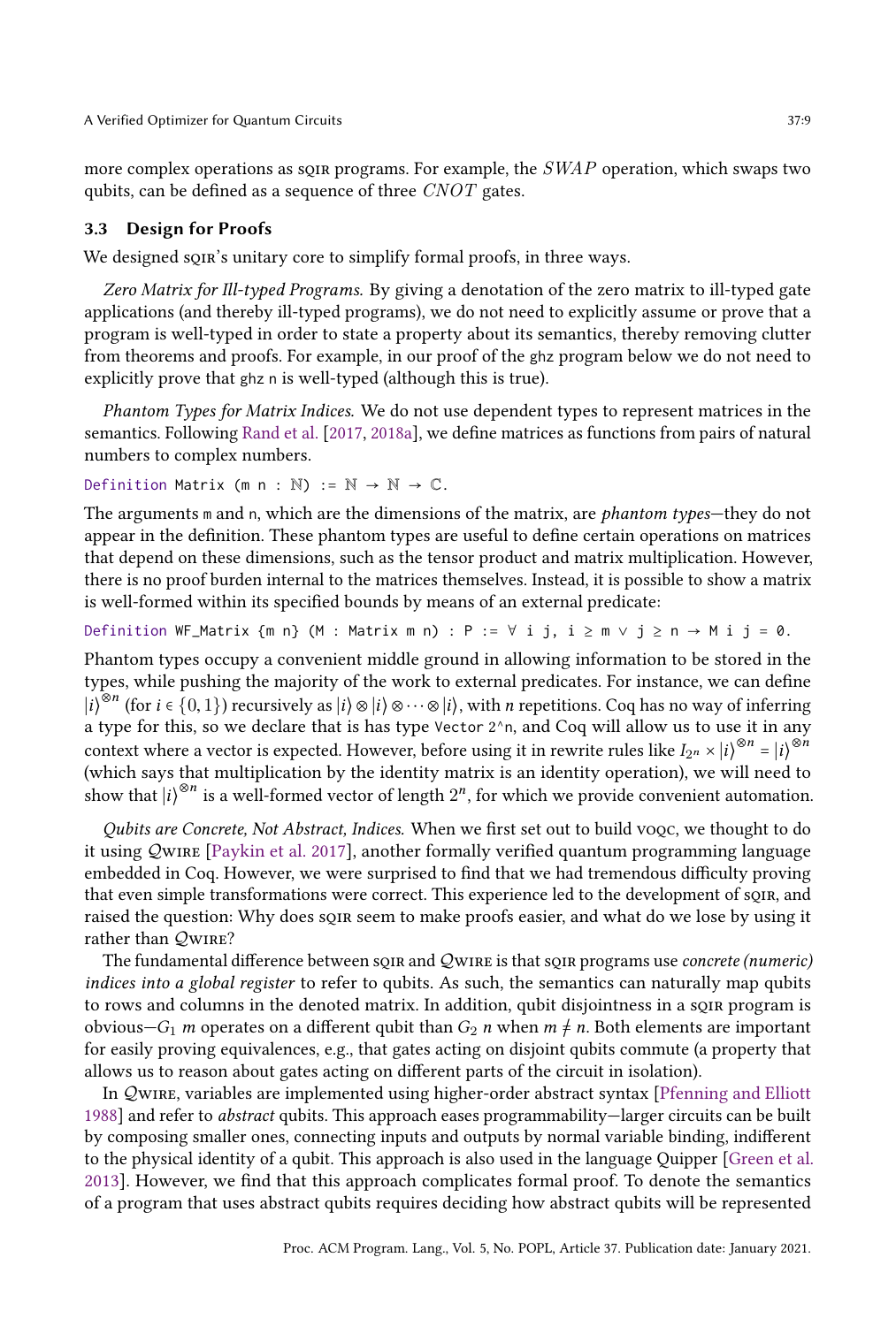more complex operations as sqir programs. For example, the $SWAP$ operation, which swaps two qubits, can be defined as a sequence of three $CNOT$ gates.

### 3.3 Design for Proofs

We designed sqir's unitary core to simplify formal proofs, in three ways.

*Zero Matrix for Ill-typed Programs.* By giving a denotation of the zero matrix to ill-typed gate applications (and thereby ill-typed programs), we do not need to explicitly assume or prove that a program is well-typed in order to state a property about its semantics, thereby removing clutter from theorems and proofs. For example, in our proof of the `ghz` program below we do not need to explicitly prove that `ghz n` is well-typed (although this is true).

*Phantom Types for Matrix Indices.* We do not use dependent types to represent matrices in the semantics. Following Rand et al. [2017, 2018a], we define matrices as functions from pairs of natural numbers to complex numbers.

```
Definition Matrix (m n : ℕ) := ℕ → ℕ → ℂ.
```

The arguments `m` and `n`, which are the dimensions of the matrix, are *phantom types*—they do not appear in the definition. These phantom types are useful to define certain operations on matrices that depend on these dimensions, such as the tensor product and matrix multiplication. However, there is no proof burden internal to the matrices themselves. Instead, it is possible to show a matrix is well-formed within its specified bounds by means of an external predicate:

```
Definition WF_Matrix {m n} (M : Matrix m n) : P := ∀ i j, i ≥ m ∨ j ≥ n → M i j = 0.
```

Phantom types occupy a convenient middle ground in allowing information to be stored in the types, while pushing the majority of the work to external predicates. For instance, we can define $|i\rangle^{\otimes n}$ (for $i \in \{0, 1\}$) recursively as $|i\rangle \otimes |i\rangle \otimes \cdots \otimes |i\rangle$, with $n$ repetitions. Coq has no way of inferring a type for this, so we declare that is has type `Vector 2^n`, and Coq will allow us to use it in any context where a vector is expected. However, before using it in rewrite rules like $I_{2^n} \times |i\rangle^{\otimes n} = |i\rangle^{\otimes n}$ (which says that multiplication by the identity matrix is an identity operation), we will need to show that $|i\rangle^{\otimes n}$ is a well-formed vector of length $2^n$, for which we provide convenient automation.

*Qubits are Concrete, Not Abstract, Indices.* When we first set out to build voqc, we thought to do it using $\mathcal{Q}$wire [Paykin et al. 2017], another formally verified quantum programming language embedded in Coq. However, we were surprised to find that we had tremendous difficulty proving that even simple transformations were correct. This experience led to the development of sqir, and raised the question: Why does sqir seem to make proofs easier, and what do we lose by using it rather than $\mathcal{Q}$wire?

The fundamental difference between sqir and $\mathcal{Q}$wire is that sqir programs use *concrete (numeric) indices into a global register* to refer to qubits. As such, the semantics can naturally map qubits to rows and columns in the denoted matrix. In addition, qubit disjointness in a sqir program is obvious—$G_1\ m$ operates on a different qubit than $G_2\ n$ when $m \neq n$. Both elements are important for easily proving equivalences, e.g., that gates acting on disjoint qubits commute (a property that allows us to reason about gates acting on different parts of the circuit in isolation).

In $\mathcal{Q}$wire, variables are implemented using higher-order abstract syntax [Pfenning and Elliott 1988] and refer to *abstract* qubits. This approach eases programmability—larger circuits can be built by composing smaller ones, connecting inputs and outputs by normal variable binding, indifferent to the physical identity of a qubit. This approach is also used in the language Quipper [Green et al. 2013]. However, we find that this approach complicates formal proof. To denote the semantics of a program that uses abstract qubits requires deciding how abstract qubits will be represented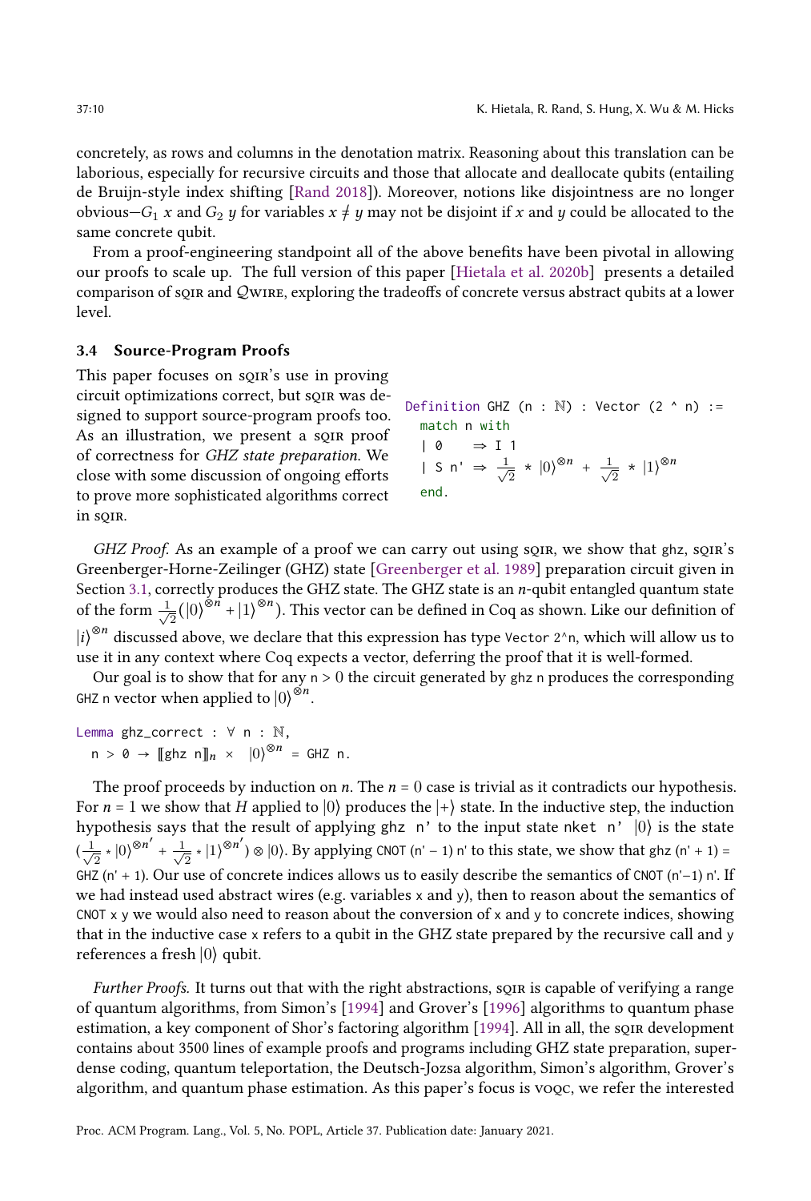concretely, as rows and columns in the denotation matrix. Reasoning about this translation can be laborious, especially for recursive circuits and those that allocate and deallocate qubits (entailing de Bruijn-style index shifting [Rand 2018]). Moreover, notions like disjointness are no longer obvious—$G_1\ x$ and $G_2\ y$ for variables $x \neq y$ may not be disjoint if $x$ and $y$ could be allocated to the same concrete qubit.

From a proof-engineering standpoint all of the above benefits have been pivotal in allowing our proofs to scale up. The full version of this paper [Hietala et al. 2020b] presents a detailed comparison of sqir and $\mathcal{Q}$wire, exploring the tradeoffs of concrete versus abstract qubits at a lower level.

### 3.4 Source-Program Proofs

This paper focuses on sqir's use in proving circuit optimizations correct, but sqir was designed to support source-program proofs too. As an illustration, we present a sqir proof of correctness for *GHZ state preparation*. We close with some discussion of ongoing efforts to prove more sophisticated algorithms correct in sqir.

```
Definition GHZ (n : ℕ) : Vector (2 ^ n) :=
  match n with
  | 0    ⇒ I 1
  | S n' ⇒ 1/√2 * |0⟩^⊗n + 1/√2 * |1⟩^⊗n
  end.
```

*GHZ Proof.* As an example of a proof we can carry out using sqir, we show that `ghz`, sqir's Greenberger-Horne-Zeilinger (GHZ) state [Greenberger et al. 1989] preparation circuit given in Section 3.1, correctly produces the GHZ state. The GHZ state is an $n$-qubit entangled quantum state of the form $\frac{1}{\sqrt{2}}(|0\rangle^{\otimes n} + |1\rangle^{\otimes n})$. This vector can be defined in Coq as shown. Like our definition of $|i\rangle^{\otimes n}$ discussed above, we declare that this expression has type `Vector 2^n`, which will allow us to use it in any context where Coq expects a vector, deferring the proof that it is well-formed.

Our goal is to show that for any `n > 0` the circuit generated by `ghz n` produces the corresponding `GHZ n` vector when applied to $|0\rangle^{\otimes n}$.

```
Lemma ghz_correct : ∀ n : ℕ,
  n > 0 → ⟦ghz n⟧ₙ × |0⟩^⊗n = GHZ n.
```

The proof proceeds by induction on $n$. The $n = 0$ case is trivial as it contradicts our hypothesis. For $n = 1$ we show that $H$ applied to $|0\rangle$ produces the $|+\rangle$ state. In the inductive step, the induction hypothesis says that the result of applying `ghz n'` to the input state `nket n'` $|0\rangle$ is the state $(\frac{1}{\sqrt{2}} * |0\rangle^{\otimes n'} + \frac{1}{\sqrt{2}} * |1\rangle^{\otimes n'}) \otimes |0\rangle$. By applying `CNOT (n' − 1) n'` to this state, we show that `ghz (n' + 1) = GHZ (n' + 1)`. Our use of concrete indices allows us to easily describe the semantics of `CNOT (n'−1) n'`. If we had instead used abstract wires (e.g. variables `x` and `y`), then to reason about the semantics of `CNOT x y` we would also need to reason about the conversion of `x` and `y` to concrete indices, showing that in the inductive case `x` refers to a qubit in the GHZ state prepared by the recursive call and `y` references a fresh $|0\rangle$ qubit.

*Further Proofs.* It turns out that with the right abstractions, sqir is capable of verifying a range of quantum algorithms, from Simon's [1994] and Grover's [1996] algorithms to quantum phase estimation, a key component of Shor's factoring algorithm [1994]. All in all, the sqir development contains about 3500 lines of example proofs and programs including GHZ state preparation, superdense coding, quantum teleportation, the Deutsch-Jozsa algorithm, Simon's algorithm, Grover's algorithm, and quantum phase estimation. As this paper's focus is voqc, we refer the interested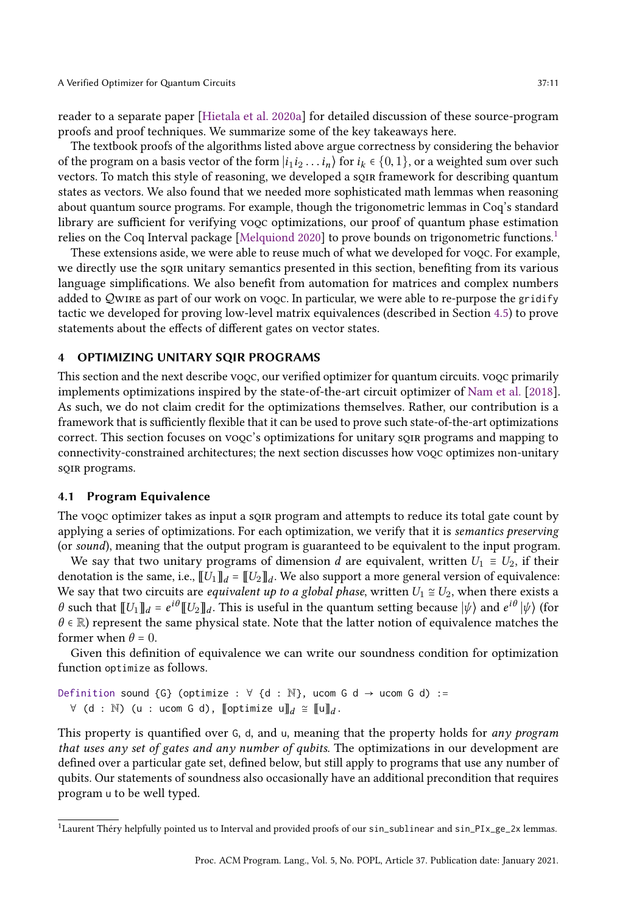reader to a separate paper [Hietala et al. 2020a] for detailed discussion of these source-program proofs and proof techniques. We summarize some of the key takeaways here.

The textbook proofs of the algorithms listed above argue correctness by considering the behavior of the program on a basis vector of the form $|i_1 i_2 \dots i_n\rangle$ for $i_k \in \{0, 1\}$, or a weighted sum over such vectors. To match this style of reasoning, we developed a SQIR framework for describing quantum states as vectors. We also found that we needed more sophisticated math lemmas when reasoning about quantum source programs. For example, though the trigonometric lemmas in Coq's standard library are sufficient for verifying VOQC optimizations, our proof of quantum phase estimation relies on the Coq Interval package [Melquiond 2020] to prove bounds on trigonometric functions.[1]

These extensions aside, we were able to reuse much of what we developed for VOQC. For example, we directly use the SQIR unitary semantics presented in this section, benefiting from its various language simplifications. We also benefit from automation for matrices and complex numbers added to $\mathcal{Q}$WIRE as part of our work on VOQC. In particular, we were able to re-purpose the `gridify` tactic we developed for proving low-level matrix equivalences (described in Section 4.5) to prove statements about the effects of different gates on vector states.

## 4 OPTIMIZING UNITARY SQIR PROGRAMS

This section and the next describe VOQC, our verified optimizer for quantum circuits. VOQC primarily implements optimizations inspired by the state-of-the-art circuit optimizer of Nam et al. [2018]. As such, we do not claim credit for the optimizations themselves. Rather, our contribution is a framework that is sufficiently flexible that it can be used to prove such state-of-the-art optimizations correct. This section focuses on VOQC's optimizations for unitary SQIR programs and mapping to connectivity-constrained architectures; the next section discusses how VOQC optimizes non-unitary SQIR programs.

### 4.1 Program Equivalence

The VOQC optimizer takes as input a SQIR program and attempts to reduce its total gate count by applying a series of optimizations. For each optimization, we verify that it is *semantics preserving* (or *sound*), meaning that the output program is guaranteed to be equivalent to the input program.

We say that two unitary programs of dimension $d$ are equivalent, written $U_1 \equiv U_2$, if their denotation is the same, i.e., $[\![U_1]\!]_d = [\![U_2]\!]_d$. We also support a more general version of equivalence: We say that two circuits are *equivalent up to a global phase*, written $U_1 \cong U_2$, when there exists a $\theta$ such that $[\![U_1]\!]_d = e^{i\theta}[\![U_2]\!]_d$. This is useful in the quantum setting because $|\psi\rangle$ and $e^{i\theta}|\psi\rangle$ (for $\theta \in \mathbb{R}$) represent the same physical state. Note that the latter notion of equivalence matches the former when $\theta = 0$.

Given this definition of equivalence we can write our soundness condition for optimization function `optimize` as follows.

```
Definition sound {G} (optimize : ∀ {d : ℕ}, ucom G d → ucom G d) :=
  ∀ (d : ℕ) (u : ucom G d), ⟦optimize u⟧_d ≅ ⟦u⟧_d.
```

This property is quantified over `G`, `d`, and `u`, meaning that the property holds for *any program that uses any set of gates and any number of qubits*. The optimizations in our development are defined over a particular gate set, defined below, but still apply to programs that use any number of qubits. Our statements of soundness also occasionally have an additional precondition that requires program `u` to be well typed.

[1] Laurent Théry helpfully pointed us to Interval and provided proofs of our `sin_sublinear` and `sin_PIx_ge_2x` lemmas.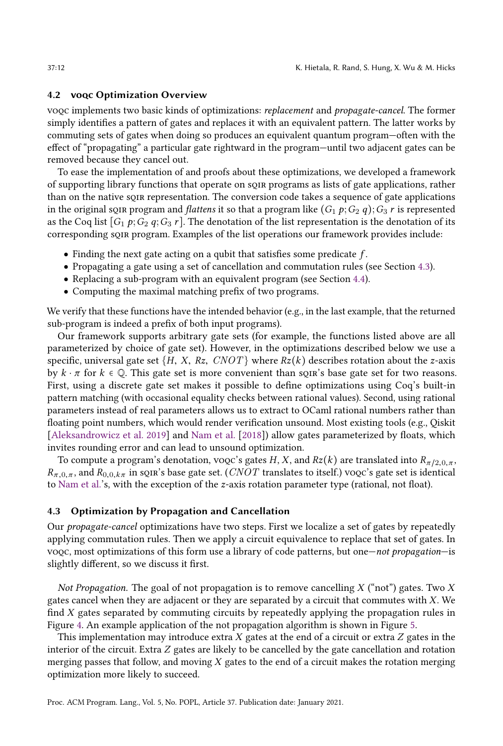### 4.2 VOQC Optimization Overview

VOQC implements two basic kinds of optimizations: *replacement* and *propagate-cancel*. The former simply identifies a pattern of gates and replaces it with an equivalent pattern. The latter works by commuting sets of gates when doing so produces an equivalent quantum program—often with the effect of "propagating" a particular gate rightward in the program—until two adjacent gates can be removed because they cancel out.

To ease the implementation of and proofs about these optimizations, we developed a framework of supporting library functions that operate on SQIR programs as lists of gate applications, rather than on the native SQIR representation. The conversion code takes a sequence of gate applications in the original SQIR program and *flattens* it so that a program like $(G_1\ p; G_2\ q); G_3\ r$ is represented as the Coq list $[G_1\ p; G_2\ q; G_3\ r]$. The denotation of the list representation is the denotation of its corresponding SQIR program. Examples of the list operations our framework provides include:

- Finding the next gate acting on a qubit that satisfies some predicate $f$.
- Propagating a gate using a set of cancellation and commutation rules (see Section 4.3).
- Replacing a sub-program with an equivalent program (see Section 4.4).
- Computing the maximal matching prefix of two programs.

We verify that these functions have the intended behavior (e.g., in the last example, that the returned sub-program is indeed a prefix of both input programs).

Our framework supports arbitrary gate sets (for example, the functions listed above are all parameterized by choice of gate set). However, in the optimizations described below we use a specific, universal gate set $\{H,\ X,\ Rz,\ CNOT\}$ where $Rz(k)$ describes rotation about the $z$-axis by $k \cdot \pi$ for $k \in \mathbb{Q}$. This gate set is more convenient than SQIR's base gate set for two reasons. First, using a discrete gate set makes it possible to define optimizations using Coq's built-in pattern matching (with occasional equality checks between rational values). Second, using rational parameters instead of real parameters allows us to extract to OCaml rational numbers rather than floating point numbers, which would render verification unsound. Most existing tools (e.g., Qiskit [Aleksandrowicz et al. 2019] and Nam et al. [2018]) allow gates parameterized by floats, which invites rounding error and can lead to unsound optimization.

To compute a program's denotation, VOQC's gates $H$, $X$, and $Rz(k)$ are translated into $R_{\pi/2,0,\pi}$, $R_{\pi,0,\pi}$, and $R_{0,0,k\pi}$ in SQIR's base gate set. ($CNOT$ translates to itself.) VOQC's gate set is identical to Nam et al.'s, with the exception of the $z$-axis rotation parameter type (rational, not float).

### 4.3 Optimization by Propagation and Cancellation

Our *propagate-cancel* optimizations have two steps. First we localize a set of gates by repeatedly applying commutation rules. Then we apply a circuit equivalence to replace that set of gates. In VOQC, most optimizations of this form use a library of code patterns, but one—*not propagation*—is slightly different, so we discuss it first.

*Not Propagation.* The goal of not propagation is to remove cancelling $X$ ("not") gates. Two $X$ gates cancel when they are adjacent or they are separated by a circuit that commutes with $X$. We find $X$ gates separated by commuting circuits by repeatedly applying the propagation rules in Figure 4. An example application of the not propagation algorithm is shown in Figure 5.

This implementation may introduce extra $X$ gates at the end of a circuit or extra $Z$ gates in the interior of the circuit. Extra $Z$ gates are likely to be cancelled by the gate cancellation and rotation merging passes that follow, and moving $X$ gates to the end of a circuit makes the rotation merging optimization more likely to succeed.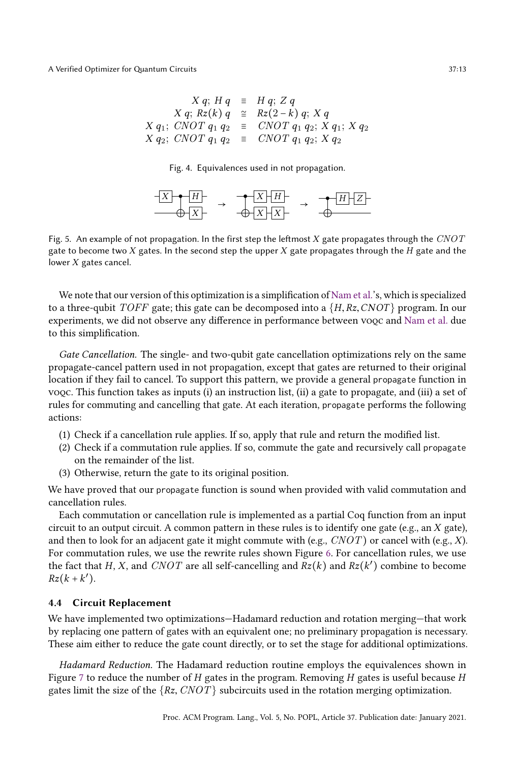$$
\begin{aligned}
X\ q;\ H\ q &\equiv H\ q;\ Z\ q \\
X\ q;\ Rz(k)\ q &\cong Rz(2-k)\ q;\ X\ q \\
X\ q_1;\ CNOT\ q_1\ q_2 &\equiv CNOT\ q_1\ q_2;\ X\ q_1;\ X\ q_2 \\
X\ q_2;\ CNOT\ q_1\ q_2 &\equiv CNOT\ q_1\ q_2;\ X\ q_2
\end{aligned}
$$

Fig. 4. Equivalences used in not propagation.

Fig. 5. An example of not propagation. In the first step the leftmost $X$ gate propagates through the $CNOT$ gate to become two $X$ gates. In the second step the upper $X$ gate propagates through the $H$ gate and the lower $X$ gates cancel.

We note that our version of this optimization is a simplification of Nam et al.'s, which is specialized to a three-qubit $TOFF$ gate; this gate can be decomposed into a $\{H, Rz, CNOT\}$ program. In our experiments, we did not observe any difference in performance between VOQC and Nam et al. due to this simplification.

*Gate Cancellation.* The single- and two-qubit gate cancellation optimizations rely on the same propagate-cancel pattern used in not propagation, except that gates are returned to their original location if they fail to cancel. To support this pattern, we provide a general `propagate` function in VOQC. This function takes as inputs (i) an instruction list, (ii) a gate to propagate, and (iii) a set of rules for commuting and cancelling that gate. At each iteration, `propagate` performs the following actions:

1. Check if a cancellation rule applies. If so, apply that rule and return the modified list.
2. Check if a commutation rule applies. If so, commute the gate and recursively call `propagate` on the remainder of the list.
3. Otherwise, return the gate to its original position.

We have proved that our `propagate` function is sound when provided with valid commutation and cancellation rules.

Each commutation or cancellation rule is implemented as a partial Coq function from an input circuit to an output circuit. A common pattern in these rules is to identify one gate (e.g., an $X$ gate), and then to look for an adjacent gate it might commute with (e.g., $CNOT$) or cancel with (e.g., $X$). For commutation rules, we use the rewrite rules shown Figure 6. For cancellation rules, we use the fact that $H$, $X$, and $CNOT$ are all self-cancelling and $Rz(k)$ and $Rz(k')$ combine to become $Rz(k + k')$.

### 4.4 Circuit Replacement

We have implemented two optimizations—Hadamard reduction and rotation merging—that work by replacing one pattern of gates with an equivalent one; no preliminary propagation is necessary. These aim either to reduce the gate count directly, or to set the stage for additional optimizations.

*Hadamard Reduction.* The Hadamard reduction routine employs the equivalences shown in Figure 7 to reduce the number of $H$ gates in the program. Removing $H$ gates is useful because $H$ gates limit the size of the $\{Rz, CNOT\}$ subcircuits used in the rotation merging optimization.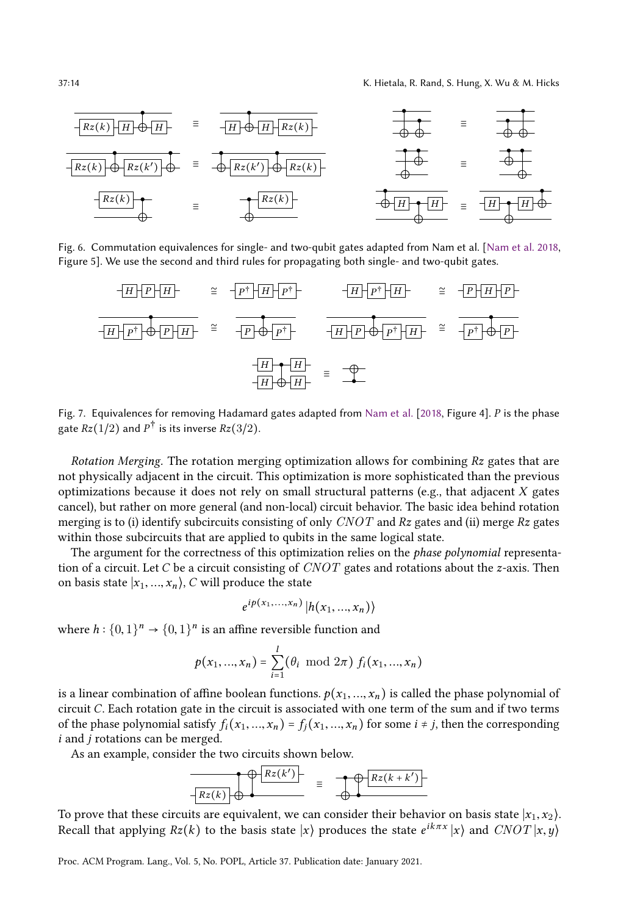Fig. 6. Commutation equivalences for single- and two-qubit gates adapted from Nam et al. [Nam et al. 2018, Figure 5]. We use the second and third rules for propagating both single- and two-qubit gates.

Fig. 7. Equivalences for removing Hadamard gates adapted from Nam et al. [2018, Figure 4]. $P$ is the phase gate $Rz(1/2)$ and $P^\dagger$ is its inverse $Rz(3/2)$.

*Rotation Merging.* The rotation merging optimization allows for combining $Rz$ gates that are not physically adjacent in the circuit. This optimization is more sophisticated than the previous optimizations because it does not rely on small structural patterns (e.g., that adjacent $X$ gates cancel), but rather on more general (and non-local) circuit behavior. The basic idea behind rotation merging is to (i) identify subcircuits consisting of only $CNOT$ and $Rz$ gates and (ii) merge $Rz$ gates within those subcircuits that are applied to qubits in the same logical state.

The argument for the correctness of this optimization relies on the *phase polynomial* representation of a circuit. Let $C$ be a circuit consisting of $CNOT$ gates and rotations about the $z$-axis. Then on basis state $|x_1, ..., x_n\rangle$, $C$ will produce the state

$$e^{ip(x_1,...,x_n)}\,|h(x_1, ..., x_n)\rangle$$

where $h : \{0, 1\}^n \to \{0, 1\}^n$ is an affine reversible function and

$$p(x_1, ..., x_n) = \sum_{i=1}^{l} (\theta_i \mod 2\pi)\; f_i(x_1, ..., x_n)$$

is a linear combination of affine boolean functions. $p(x_1, ..., x_n)$ is called the phase polynomial of circuit $C$. Each rotation gate in the circuit is associated with one term of the sum and if two terms of the phase polynomial satisfy $f_i(x_1, ..., x_n) = f_j(x_1, ..., x_n)$ for some $i \neq j$, then the corresponding $i$ and $j$ rotations can be merged.

As an example, consider the two circuits shown below.

To prove that these circuits are equivalent, we can consider their behavior on basis state $|x_1, x_2\rangle$. Recall that applying $Rz(k)$ to the basis state $|x\rangle$ produces the state $e^{ik\pi x}\,|x\rangle$ and $CNOT\,|x, y\rangle$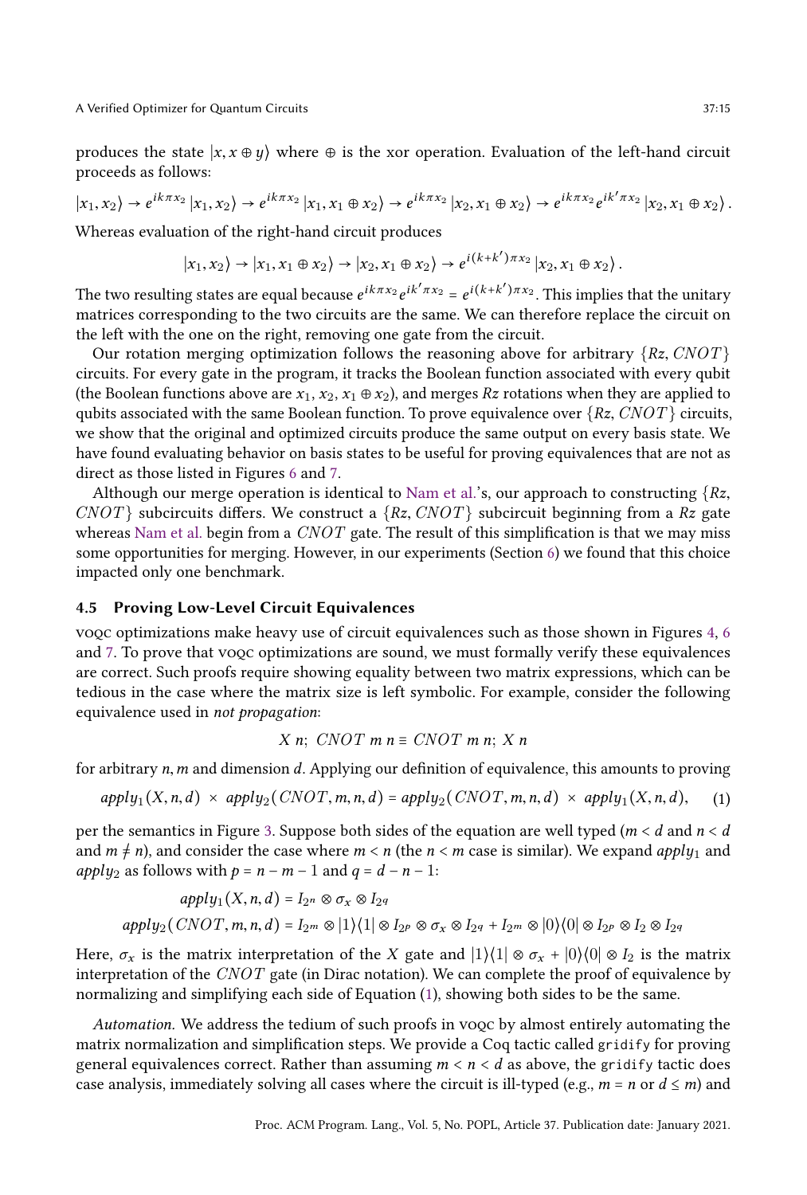produces the state $|x, x \oplus y\rangle$ where $\oplus$ is the xor operation. Evaluation of the left-hand circuit proceeds as follows:

$$|x_1, x_2\rangle \to e^{ik\pi x_2}|x_1, x_2\rangle \to e^{ik\pi x_2}|x_1, x_1 \oplus x_2\rangle \to e^{ik\pi x_2}|x_2, x_1 \oplus x_2\rangle \to e^{ik\pi x_2}e^{ik'\pi x_2}|x_2, x_1 \oplus x_2\rangle.$$

Whereas evaluation of the right-hand circuit produces

$$|x_1, x_2\rangle \to |x_1, x_1 \oplus x_2\rangle \to |x_2, x_1 \oplus x_2\rangle \to e^{i(k+k')\pi x_2}|x_2, x_1 \oplus x_2\rangle.$$

The two resulting states are equal because $e^{ik\pi x_2}e^{ik'\pi x_2} = e^{i(k+k')\pi x_2}$. This implies that the unitary matrices corresponding to the two circuits are the same. We can therefore replace the circuit on the left with the one on the right, removing one gate from the circuit.

Our rotation merging optimization follows the reasoning above for arbitrary $\{Rz, CNOT\}$ circuits. For every gate in the program, it tracks the Boolean function associated with every qubit (the Boolean functions above are $x_1$, $x_2$, $x_1 \oplus x_2$), and merges $Rz$ rotations when they are applied to qubits associated with the same Boolean function. To prove equivalence over $\{Rz, CNOT\}$ circuits, we show that the original and optimized circuits produce the same output on every basis state. We have found evaluating behavior on basis states to be useful for proving equivalences that are not as direct as those listed in Figures 6 and 7.

Although our merge operation is identical to Nam et al.'s, our approach to constructing $\{Rz, CNOT\}$ subcircuits differs. We construct a $\{Rz, CNOT\}$ subcircuit beginning from a $Rz$ gate whereas Nam et al. begin from a $CNOT$ gate. The result of this simplification is that we may miss some opportunities for merging. However, in our experiments (Section 6) we found that this choice impacted only one benchmark.

### 4.5 Proving Low-Level Circuit Equivalences

voqc optimizations make heavy use of circuit equivalences such as those shown in Figures 4, 6 and 7. To prove that voqc optimizations are sound, we must formally verify these equivalences are correct. Such proofs require showing equality between two matrix expressions, which can be tedious in the case where the matrix size is left symbolic. For example, consider the following equivalence used in *not propagation*:

$$X\ n;\ CNOT\ m\ n \equiv CNOT\ m\ n;\ X\ n$$

for arbitrary $n, m$ and dimension $d$. Applying our definition of equivalence, this amounts to proving

$$apply_1(X, n, d) \times apply_2(CNOT, m, n, d) = apply_2(CNOT, m, n, d) \times apply_1(X, n, d), \qquad (1)$$

per the semantics in Figure 3. Suppose both sides of the equation are well typed ($m < d$ and $n < d$ and $m \neq n$), and consider the case where $m < n$ (the $n < m$ case is similar). We expand $apply_1$ and $apply_2$ as follows with $p = n - m - 1$ and $q = d - n - 1$:

$$apply_1(X, n, d) = I_{2^n} \otimes \sigma_x \otimes I_{2^q}$$

$$apply_2(CNOT, m, n, d) = I_{2^m} \otimes |1\rangle\langle 1| \otimes I_{2^p} \otimes \sigma_x \otimes I_{2^q} + I_{2^m} \otimes |0\rangle\langle 0| \otimes I_{2^p} \otimes I_2 \otimes I_{2^q}$$

Here, $\sigma_x$ is the matrix interpretation of the $X$ gate and $|1\rangle\langle 1| \otimes \sigma_x + |0\rangle\langle 0| \otimes I_2$ is the matrix interpretation of the $CNOT$ gate (in Dirac notation). We can complete the proof of equivalence by normalizing and simplifying each side of Equation (1), showing both sides to be the same.

*Automation.* We address the tedium of such proofs in voqc by almost entirely automating the matrix normalization and simplification steps. We provide a Coq tactic called `gridify` for proving general equivalences correct. Rather than assuming $m < n < d$ as above, the `gridify` tactic does case analysis, immediately solving all cases where the circuit is ill-typed (e.g., $m = n$ or $d \leq m$) and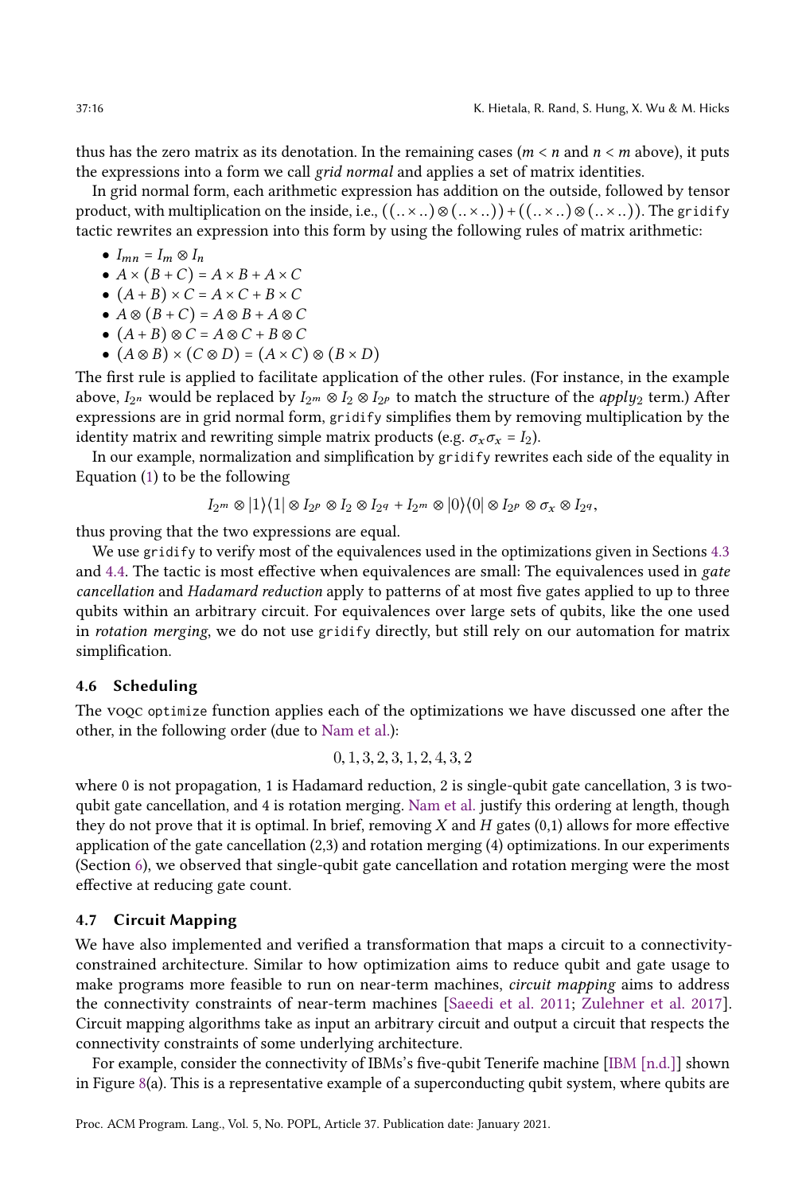thus has the zero matrix as its denotation. In the remaining cases ($m < n$ and $n < m$ above), it puts the expressions into a form we call *grid normal* and applies a set of matrix identities.

In grid normal form, each arithmetic expression has addition on the outside, followed by tensor product, with multiplication on the inside, i.e., $((..\times..)\otimes(..\times..))+((..\times..)\otimes(..\times..))$. The `gridify` tactic rewrites an expression into this form by using the following rules of matrix arithmetic:

- $I_{mn} = I_m \otimes I_n$
- $A \times (B + C) = A \times B + A \times C$
- $(A + B) \times C = A \times C + B \times C$
- $A \otimes (B + C) = A \otimes B + A \otimes C$
- $(A + B) \otimes C = A \otimes C + B \otimes C$
- $(A \otimes B) \times (C \otimes D) = (A \times C) \otimes (B \times D)$

The first rule is applied to facilitate application of the other rules. (For instance, in the example above, $I_{2^n}$ would be replaced by $I_{2^m} \otimes I_2 \otimes I_{2^p}$ to match the structure of the $apply_2$ term.) After expressions are in grid normal form, `gridify` simplifies them by removing multiplication by the identity matrix and rewriting simple matrix products (e.g. $\sigma_x \sigma_x = I_2$).

In our example, normalization and simplification by `gridify` rewrites each side of the equality in Equation (1) to be the following

$$I_{2^m} \otimes |1\rangle\langle 1| \otimes I_{2^p} \otimes I_2 \otimes I_{2^q} + I_{2^m} \otimes |0\rangle\langle 0| \otimes I_{2^p} \otimes \sigma_x \otimes I_{2^q},$$

thus proving that the two expressions are equal.

We use `gridify` to verify most of the equivalences used in the optimizations given in Sections 4.3 and 4.4. The tactic is most effective when equivalences are small: The equivalences used in *gate cancellation* and *Hadamard reduction* apply to patterns of at most five gates applied to up to three qubits within an arbitrary circuit. For equivalences over large sets of qubits, like the one used in *rotation merging*, we do not use `gridify` directly, but still rely on our automation for matrix simplification.

### 4.6 Scheduling

The VOQC `optimize` function applies each of the optimizations we have discussed one after the other, in the following order (due to Nam et al.):

$$0, 1, 3, 2, 3, 1, 2, 4, 3, 2$$

where 0 is not propagation, 1 is Hadamard reduction, 2 is single-qubit gate cancellation, 3 is two-qubit gate cancellation, and 4 is rotation merging. Nam et al. justify this ordering at length, though they do not prove that it is optimal. In brief, removing $X$ and $H$ gates (0,1) allows for more effective application of the gate cancellation (2,3) and rotation merging (4) optimizations. In our experiments (Section 6), we observed that single-qubit gate cancellation and rotation merging were the most effective at reducing gate count.

### 4.7 Circuit Mapping

We have also implemented and verified a transformation that maps a circuit to a connectivity-constrained architecture. Similar to how optimization aims to reduce qubit and gate usage to make programs more feasible to run on near-term machines, *circuit mapping* aims to address the connectivity constraints of near-term machines [Saeedi et al. 2011; Zulehner et al. 2017]. Circuit mapping algorithms take as input an arbitrary circuit and output a circuit that respects the connectivity constraints of some underlying architecture.

For example, consider the connectivity of IBMs's five-qubit Tenerife machine [IBM [n.d.]] shown in Figure 8(a). This is a representative example of a superconducting qubit system, where qubits are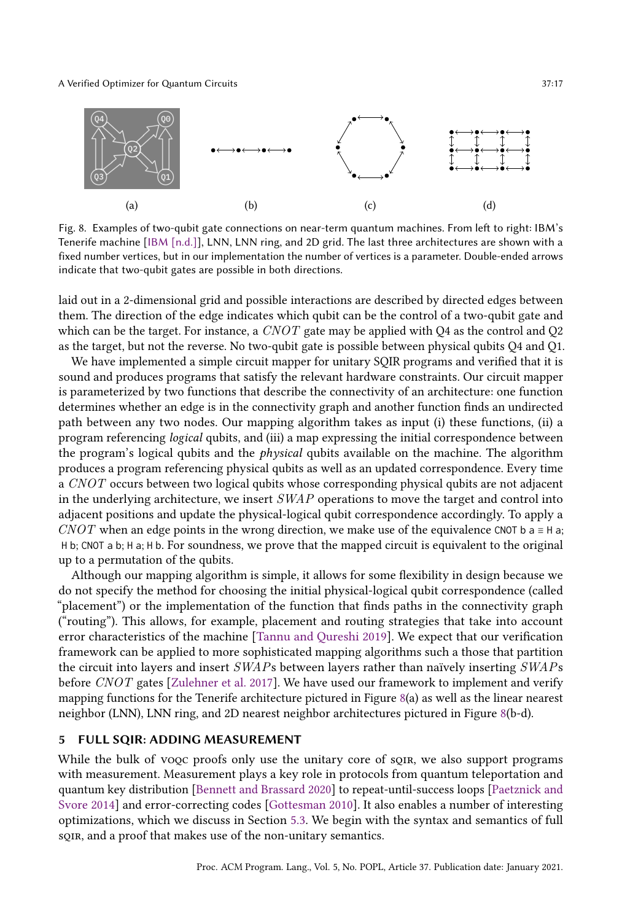(a) (b) (c) (d)

Fig. 8. Examples of two-qubit gate connections on near-term quantum machines. From left to right: IBM's Tenerife machine [IBM [n.d.]], LNN, LNN ring, and 2D grid. The last three architectures are shown with a fixed number vertices, but in our implementation the number of vertices is a parameter. Double-ended arrows indicate that two-qubit gates are possible in both directions.

laid out in a 2-dimensional grid and possible interactions are described by directed edges between them. The direction of the edge indicates which qubit can be the control of a two-qubit gate and which can be the target. For instance, a $CNOT$ gate may be applied with Q4 as the control and Q2 as the target, but not the reverse. No two-qubit gate is possible between physical qubits Q4 and Q1.

We have implemented a simple circuit mapper for unitary SQIR programs and verified that it is sound and produces programs that satisfy the relevant hardware constraints. Our circuit mapper is parameterized by two functions that describe the connectivity of an architecture: one function determines whether an edge is in the connectivity graph and another function finds an undirected path between any two nodes. Our mapping algorithm takes as input (i) these functions, (ii) a program referencing *logical* qubits, and (iii) a map expressing the initial correspondence between the program's logical qubits and the *physical* qubits available on the machine. The algorithm produces a program referencing physical qubits as well as an updated correspondence. Every time a $CNOT$ occurs between two logical qubits whose corresponding physical qubits are not adjacent in the underlying architecture, we insert $SWAP$ operations to move the target and control into adjacent positions and update the physical-logical qubit correspondence accordingly. To apply a $CNOT$ when an edge points in the wrong direction, we make use of the equivalence `CNOT b a ≡ H a; H b; CNOT a b; H a; H b`. For soundness, we prove that the mapped circuit is equivalent to the original up to a permutation of the qubits.

Although our mapping algorithm is simple, it allows for some flexibility in design because we do not specify the method for choosing the initial physical-logical qubit correspondence (called "placement") or the implementation of the function that finds paths in the connectivity graph ("routing"). This allows, for example, placement and routing strategies that take into account error characteristics of the machine [Tannu and Qureshi 2019]. We expect that our verification framework can be applied to more sophisticated mapping algorithms such a those that partition the circuit into layers and insert $SWAP$s between layers rather than naïvely inserting $SWAP$s before $CNOT$ gates [Zulehner et al. 2017]. We have used our framework to implement and verify mapping functions for the Tenerife architecture pictured in Figure 8(a) as well as the linear nearest neighbor (LNN), LNN ring, and 2D nearest neighbor architectures pictured in Figure 8(b-d).

## 5 FULL SQIR: ADDING MEASUREMENT

While the bulk of VOQC proofs only use the unitary core of SQIR, we also support programs with measurement. Measurement plays a key role in protocols from quantum teleportation and quantum key distribution [Bennett and Brassard 2020] to repeat-until-success loops [Paetznick and Svore 2014] and error-correcting codes [Gottesman 2010]. It also enables a number of interesting optimizations, which we discuss in Section 5.3. We begin with the syntax and semantics of full SQIR, and a proof that makes use of the non-unitary semantics.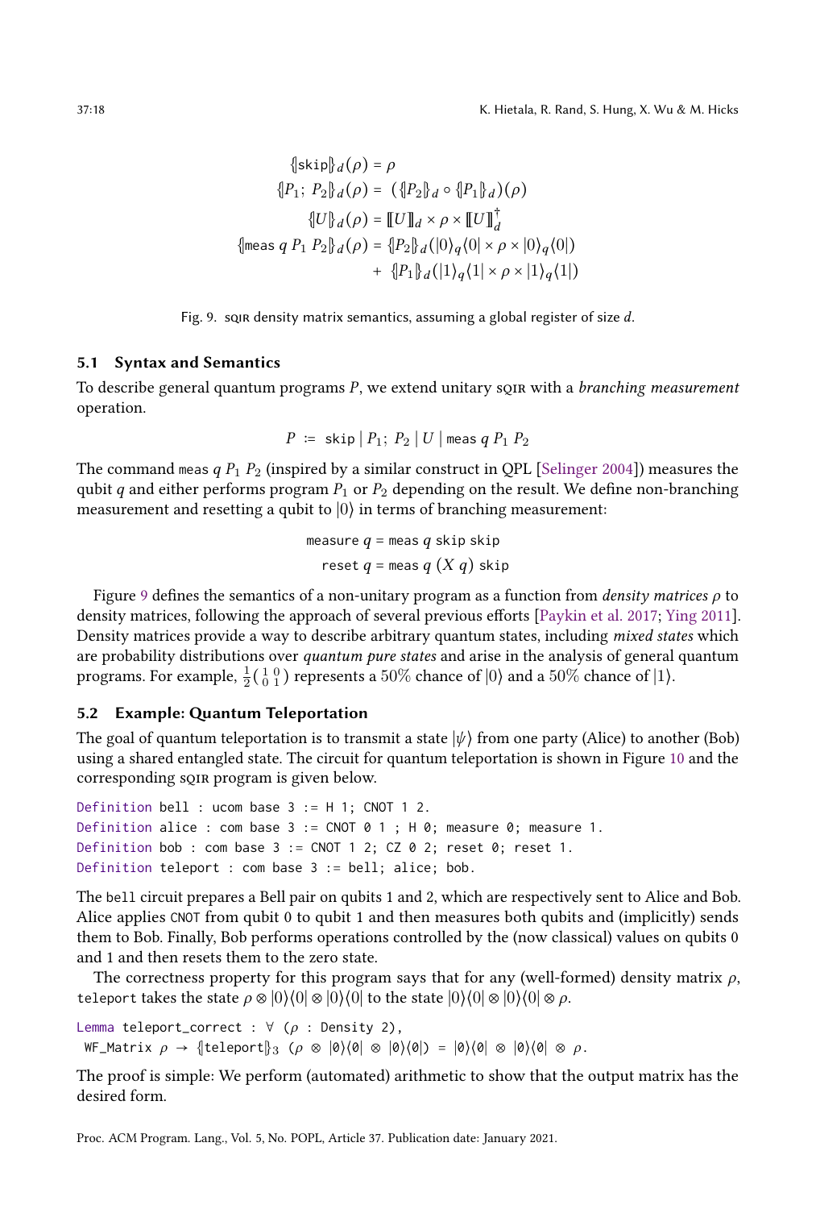$$
\begin{aligned}
\{\!|\texttt{skip}|\!\}_d(\rho) &= \rho \\
\{\!|P_1;\ P_2|\!\}_d(\rho) &= (\{\!|P_2|\!\}_d \circ \{\!|P_1|\!\}_d)(\rho) \\
\{\!|U|\!\}_d(\rho) &= [\![U]\!]_d \times \rho \times [\![U]\!]_d^\dagger \\
\{\!|\texttt{meas}\ q\ P_1\ P_2|\!\}_d(\rho) &= \{\!|P_2|\!\}_d(|0\rangle_q\langle 0| \times \rho \times |0\rangle_q\langle 0|) \\
&\quad + \{\!|P_1|\!\}_d(|1\rangle_q\langle 1| \times \rho \times |1\rangle_q\langle 1|)
\end{aligned}
$$

Fig. 9. sqir density matrix semantics, assuming a global register of size $d$.

### 5.1 Syntax and Semantics

To describe general quantum programs $P$, we extend unitary sqir with a *branching measurement* operation.

$$P \ \coloneqq\ \texttt{skip} \mid P_1;\ P_2 \mid U \mid \texttt{meas}\ q\ P_1\ P_2$$

The command `meas` $q\ P_1\ P_2$ (inspired by a similar construct in QPL [Selinger 2004]) measures the qubit $q$ and either performs program $P_1$ or $P_2$ depending on the result. We define non-branching measurement and resetting a qubit to $|0\rangle$ in terms of branching measurement:

$$
\begin{aligned}
\texttt{measure}\ q &= \texttt{meas}\ q\ \texttt{skip}\ \texttt{skip} \\
\texttt{reset}\ q &= \texttt{meas}\ q\ (X\ q)\ \texttt{skip}
\end{aligned}
$$

Figure 9 defines the semantics of a non-unitary program as a function from *density matrices* $\rho$ to density matrices, following the approach of several previous efforts [Paykin et al. 2017; Ying 2011]. Density matrices provide a way to describe arbitrary quantum states, including *mixed states* which are probability distributions over *quantum pure states* and arise in the analysis of general quantum programs. For example, $\frac{1}{2}\left(\begin{smallmatrix} 1 & 0 \\ 0 & 1 \end{smallmatrix}\right)$ represents a $50\%$ chance of $|0\rangle$ and a $50\%$ chance of $|1\rangle$.

### 5.2 Example: Quantum Teleportation

The goal of quantum teleportation is to transmit a state $|\psi\rangle$ from one party (Alice) to another (Bob) using a shared entangled state. The circuit for quantum teleportation is shown in Figure 10 and the corresponding sqir program is given below.

```
Definition bell : ucom base 3 := H 1; CNOT 1 2.
Definition alice : com base 3 := CNOT 0 1 ; H 0; measure 0; measure 1.
Definition bob : com base 3 := CNOT 1 2; CZ 0 2; reset 0; reset 1.
Definition teleport : com base 3 := bell; alice; bob.
```

The `bell` circuit prepares a Bell pair on qubits 1 and 2, which are respectively sent to Alice and Bob. Alice applies `CNOT` from qubit 0 to qubit 1 and then measures both qubits and (implicitly) sends them to Bob. Finally, Bob performs operations controlled by the (now classical) values on qubits 0 and 1 and then resets them to the zero state.

The correctness property for this program says that for any (well-formed) density matrix $\rho$, `teleport` takes the state $\rho \otimes |0\rangle\langle 0| \otimes |0\rangle\langle 0|$ to the state $|0\rangle\langle 0| \otimes |0\rangle\langle 0| \otimes \rho$.

```
Lemma teleport_correct : ∀ (ρ : Density 2),
 WF_Matrix ρ → {|teleport|}₃ (ρ ⊗ |0⟩⟨0| ⊗ |0⟩⟨0|) = |0⟩⟨0| ⊗ |0⟩⟨0| ⊗ ρ.
```

The proof is simple: We perform (automated) arithmetic to show that the output matrix has the desired form.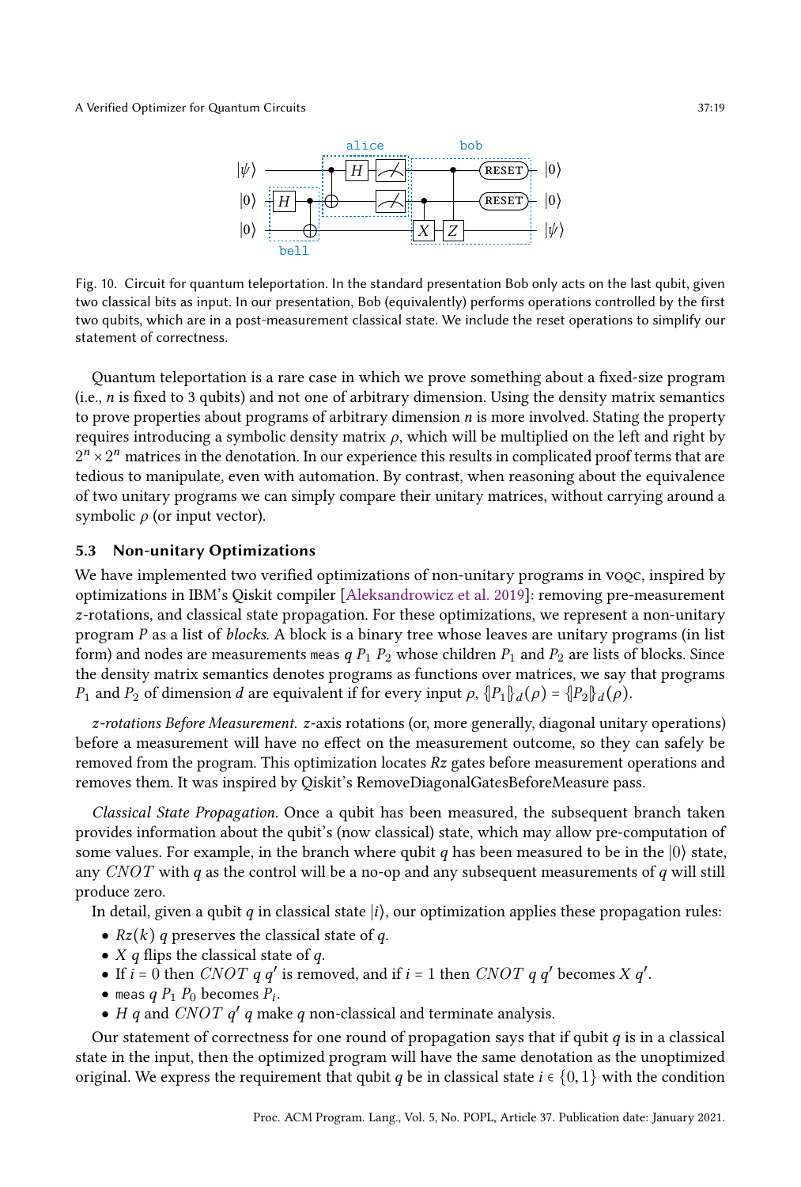Fig. 10. Circuit for quantum teleportation. In the standard presentation Bob only acts on the last qubit, given two classical bits as input. In our presentation, Bob (equivalently) performs operations controlled by the first two qubits, which are in a post-measurement classical state. We include the reset operations to simplify our statement of correctness.

Quantum teleportation is a rare case in which we prove something about a fixed-size program (i.e., $n$ is fixed to 3 qubits) and not one of arbitrary dimension. Using the density matrix semantics to prove properties about programs of arbitrary dimension $n$ is more involved. Stating the property requires introducing a symbolic density matrix $\rho$, which will be multiplied on the left and right by $2^n \times 2^n$ matrices in the denotation. In our experience this results in complicated proof terms that are tedious to manipulate, even with automation. By contrast, when reasoning about the equivalence of two unitary programs we can simply compare their unitary matrices, without carrying around a symbolic $\rho$ (or input vector).

### 5.3 Non-unitary Optimizations

We have implemented two verified optimizations of non-unitary programs in voqc, inspired by optimizations in IBM's Qiskit compiler [Aleksandrowicz et al. 2019]: removing pre-measurement $z$-rotations, and classical state propagation. For these optimizations, we represent a non-unitary program $P$ as a list of *blocks*. A block is a binary tree whose leaves are unitary programs (in list form) and nodes are measurements `meas` $q\ P_1\ P_2$ whose children $P_1$ and $P_2$ are lists of blocks. Since the density matrix semantics denotes programs as functions over matrices, we say that programs $P_1$ and $P_2$ of dimension $d$ are equivalent if for every input $\rho$, $\{\!|P_1|\!\}_d(\rho) = \{\!|P_2|\!\}_d(\rho)$.

*z-rotations Before Measurement.* $z$-axis rotations (or, more generally, diagonal unitary operations) before a measurement will have no effect on the measurement outcome, so they can safely be removed from the program. This optimization locates $Rz$ gates before measurement operations and removes them. It was inspired by Qiskit's RemoveDiagonalGatesBeforeMeasure pass.

*Classical State Propagation.* Once a qubit has been measured, the subsequent branch taken provides information about the qubit's (now classical) state, which may allow pre-computation of some values. For example, in the branch where qubit $q$ has been measured to be in the $|0\rangle$ state, any $CNOT$ with $q$ as the control will be a no-op and any subsequent measurements of $q$ will still produce zero.

In detail, given a qubit $q$ in classical state $|i\rangle$, our optimization applies these propagation rules:

- $Rz(k)\ q$ preserves the classical state of $q$.
- $X\ q$ flips the classical state of $q$.
- If $i = 0$ then $CNOT\ q\ q'$ is removed, and if $i = 1$ then $CNOT\ q\ q'$ becomes $X\ q'$.
- `meas` $q\ P_1\ P_0$ becomes $P_i$.
- $H\ q$ and $CNOT\ q'\ q$ make $q$ non-classical and terminate analysis.

Our statement of correctness for one round of propagation says that if qubit $q$ is in a classical state in the input, then the optimized program will have the same denotation as the unoptimized original. We express the requirement that qubit $q$ be in classical state $i \in \{0, 1\}$ with the condition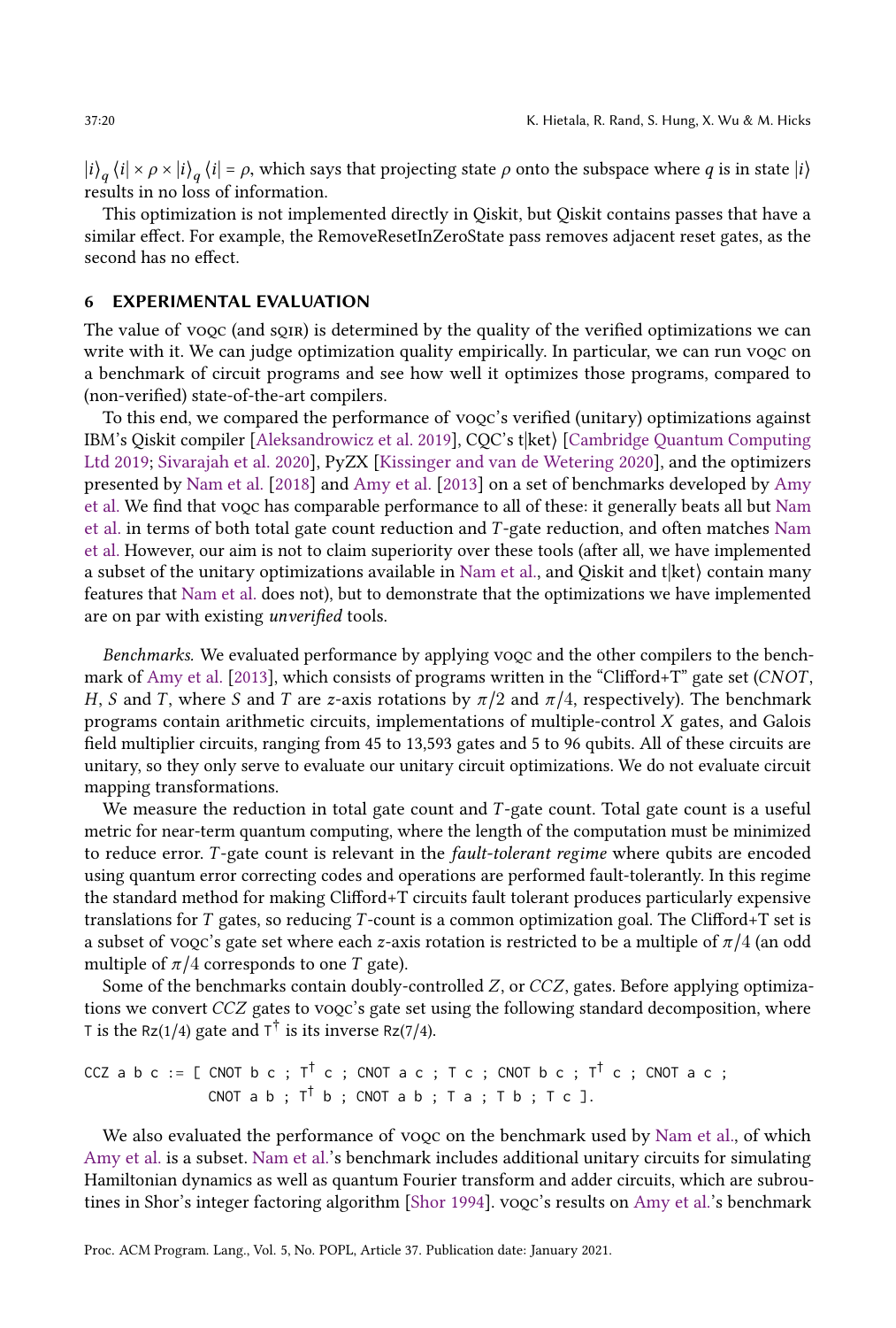$|i\rangle_q \langle i| \times \rho \times |i\rangle_q \langle i| = \rho$, which says that projecting state $\rho$ onto the subspace where $q$ is in state $|i\rangle$ results in no loss of information.

This optimization is not implemented directly in Qiskit, but Qiskit contains passes that have a similar effect. For example, the RemoveResetInZeroState pass removes adjacent reset gates, as the second has no effect.

## 6 EXPERIMENTAL EVALUATION

The value of voqc (and sqir) is determined by the quality of the verified optimizations we can write with it. We can judge optimization quality empirically. In particular, we can run voqc on a benchmark of circuit programs and see how well it optimizes those programs, compared to (non-verified) state-of-the-art compilers.

To this end, we compared the performance of voqc's verified (unitary) optimizations against IBM's Qiskit compiler [Aleksandrowicz et al. 2019], CQC's t|ket⟩ [Cambridge Quantum Computing Ltd 2019; Sivarajah et al. 2020], PyZX [Kissinger and van de Wetering 2020], and the optimizers presented by Nam et al. [2018] and Amy et al. [2013] on a set of benchmarks developed by Amy et al. We find that voqc has comparable performance to all of these: it generally beats all but Nam et al. in terms of both total gate count reduction and $T$-gate reduction, and often matches Nam et al. However, our aim is not to claim superiority over these tools (after all, we have implemented a subset of the unitary optimizations available in Nam et al., and Qiskit and t|ket⟩ contain many features that Nam et al. does not), but to demonstrate that the optimizations we have implemented are on par with existing *unverified* tools.

*Benchmarks.* We evaluated performance by applying voqc and the other compilers to the benchmark of Amy et al. [2013], which consists of programs written in the "Clifford+T" gate set ($CNOT$, $H$, $S$ and $T$, where $S$ and $T$ are $z$-axis rotations by $\pi/2$ and $\pi/4$, respectively). The benchmark programs contain arithmetic circuits, implementations of multiple-control $X$ gates, and Galois field multiplier circuits, ranging from 45 to 13,593 gates and 5 to 96 qubits. All of these circuits are unitary, so they only serve to evaluate our unitary circuit optimizations. We do not evaluate circuit mapping transformations.

We measure the reduction in total gate count and $T$-gate count. Total gate count is a useful metric for near-term quantum computing, where the length of the computation must be minimized to reduce error. $T$-gate count is relevant in the *fault-tolerant regime* where qubits are encoded using quantum error correcting codes and operations are performed fault-tolerantly. In this regime the standard method for making Clifford+T circuits fault tolerant produces particularly expensive translations for $T$ gates, so reducing $T$-count is a common optimization goal. The Clifford+T set is a subset of voqc's gate set where each $z$-axis rotation is restricted to be a multiple of $\pi/4$ (an odd multiple of $\pi/4$ corresponds to one $T$ gate).

Some of the benchmarks contain doubly-controlled $Z$, or $CCZ$, gates. Before applying optimizations we convert $CCZ$ gates to voqc's gate set using the following standard decomposition, where T is the Rz(1/4) gate and T† is its inverse Rz(7/4).

```
CCZ a b c := [ CNOT b c ; T† c ; CNOT a c ; T c ; CNOT b c ; T† c ; CNOT a c ;
               CNOT a b ; T† b ; CNOT a b ; T a ; T b ; T c ].
```

We also evaluated the performance of voqc on the benchmark used by Nam et al., of which Amy et al. is a subset. Nam et al.'s benchmark includes additional unitary circuits for simulating Hamiltonian dynamics as well as quantum Fourier transform and adder circuits, which are subroutines in Shor's integer factoring algorithm [Shor 1994]. voqc's results on Amy et al.'s benchmark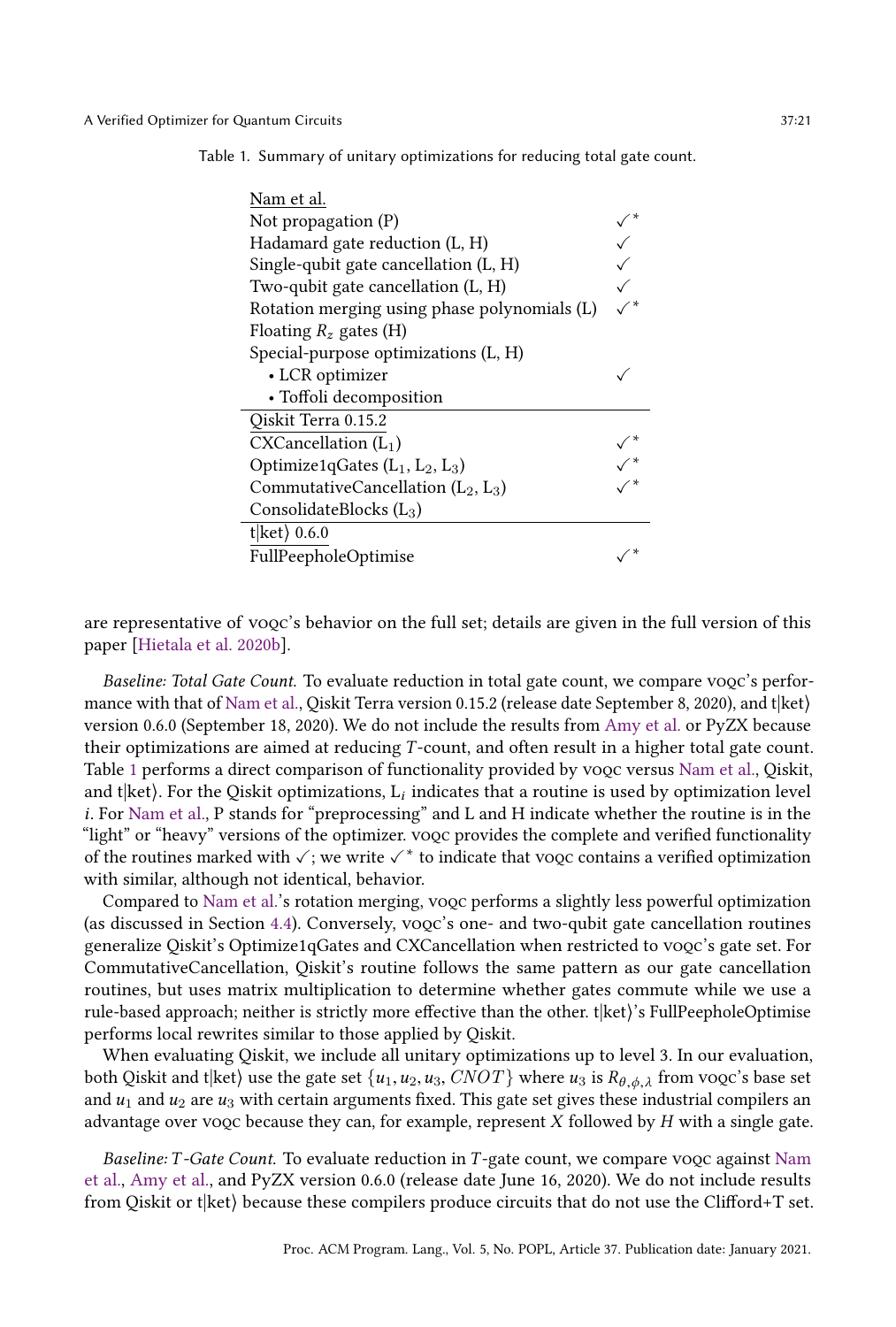Table 1. Summary of unitary optimizations for reducing total gate count.

| | |
|---|---|
| Nam et al. | |
| Not propagation (P) | ✓* |
| Hadamard gate reduction (L, H) | ✓ |
| Single-qubit gate cancellation (L, H) | ✓ |
| Two-qubit gate cancellation (L, H) | ✓ |
| Rotation merging using phase polynomials (L) | ✓* |
| Floating $R_z$ gates (H) | |
| Special-purpose optimizations (L, H) | |
| • LCR optimizer | ✓ |
| • Toffoli decomposition | |
| Qiskit Terra 0.15.2 | |
| CXCancellation ($L_1$) | ✓* |
| Optimize1qGates ($L_1$, $L_2$, $L_3$) | ✓* |
| CommutativeCancellation ($L_2$, $L_3$) | ✓* |
| ConsolidateBlocks ($L_3$) | |
| t\|ket⟩ 0.6.0 | |
| FullPeepholeOptimise | ✓* |

are representative of VOQC's behavior on the full set; details are given in the full version of this paper [Hietala et al. 2020b].

*Baseline: Total Gate Count.* To evaluate reduction in total gate count, we compare VOQC's performance with that of Nam et al., Qiskit Terra version 0.15.2 (release date September 8, 2020), and t|ket⟩ version 0.6.0 (September 18, 2020). We do not include the results from Amy et al. or PyZX because their optimizations are aimed at reducing $T$-count, and often result in a higher total gate count. Table 1 performs a direct comparison of functionality provided by VOQC versus Nam et al., Qiskit, and t|ket⟩. For the Qiskit optimizations, $L_i$ indicates that a routine is used by optimization level $i$. For Nam et al., P stands for "preprocessing" and L and H indicate whether the routine is in the "light" or "heavy" versions of the optimizer. VOQC provides the complete and verified functionality of the routines marked with ✓; we write ✓* to indicate that VOQC contains a verified optimization with similar, although not identical, behavior.

Compared to Nam et al.'s rotation merging, VOQC performs a slightly less powerful optimization (as discussed in Section 4.4). Conversely, VOQC's one- and two-qubit gate cancellation routines generalize Qiskit's Optimize1qGates and CXCancellation when restricted to VOQC's gate set. For CommutativeCancellation, Qiskit's routine follows the same pattern as our gate cancellation routines, but uses matrix multiplication to determine whether gates commute while we use a rule-based approach; neither is strictly more effective than the other. t|ket⟩'s FullPeepholeOptimise performs local rewrites similar to those applied by Qiskit.

When evaluating Qiskit, we include all unitary optimizations up to level 3. In our evaluation, both Qiskit and t|ket⟩ use the gate set $\{u_1, u_2, u_3, CNOT\}$ where $u_3$ is $R_{\theta,\phi,\lambda}$ from VOQC's base set and $u_1$ and $u_2$ are $u_3$ with certain arguments fixed. This gate set gives these industrial compilers an advantage over VOQC because they can, for example, represent $X$ followed by $H$ with a single gate.

*Baseline: $T$-Gate Count.* To evaluate reduction in $T$-gate count, we compare VOQC against Nam et al., Amy et al., and PyZX version 0.6.0 (release date June 16, 2020). We do not include results from Qiskit or t|ket⟩ because these compilers produce circuits that do not use the Clifford+T set.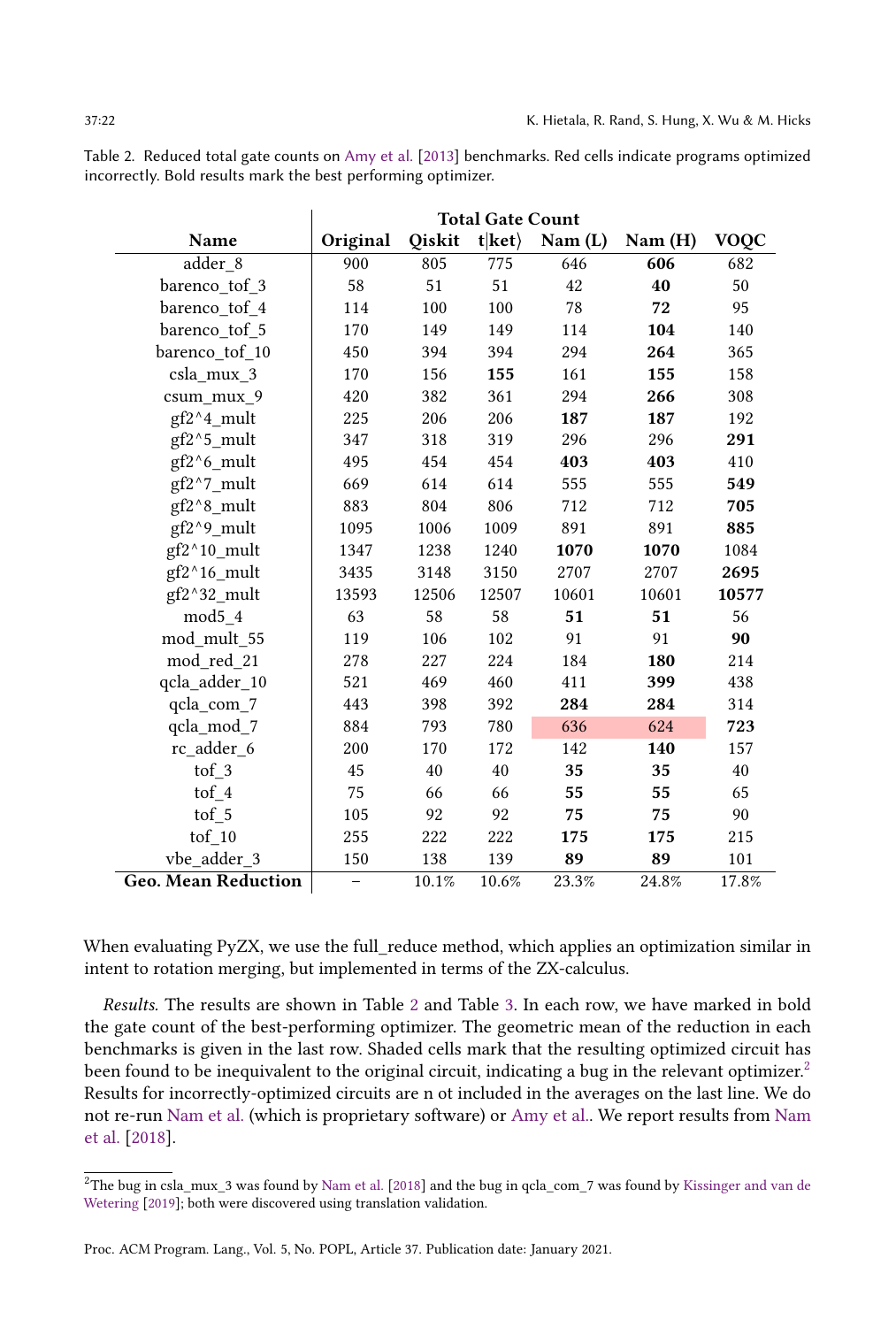Table 2. Reduced total gate counts on Amy et al. [2013] benchmarks. Red cells indicate programs optimized incorrectly. Bold results mark the best performing optimizer.

| Name | Total Gate Count | | | | | |
|---|---|---|---|---|---|---|
| | Original | Qiskit | t\|ket⟩ | Nam (L) | Nam (H) | VOQC |
| adder_8 | 900 | 805 | 775 | 646 | **606** | 682 |
| barenco_tof_3 | 58 | 51 | 51 | 42 | **40** | 50 |
| barenco_tof_4 | 114 | 100 | 100 | 78 | **72** | 95 |
| barenco_tof_5 | 170 | 149 | 149 | 114 | **104** | 140 |
| barenco_tof_10 | 450 | 394 | 394 | 294 | **264** | 365 |
| csla_mux_3 | 170 | 156 | **155** | 161 | **155** | 158 |
| csum_mux_9 | 420 | 382 | 361 | 294 | **266** | 308 |
| gf2^4_mult | 225 | 206 | 206 | **187** | **187** | 192 |
| gf2^5_mult | 347 | 318 | 319 | 296 | 296 | **291** |
| gf2^6_mult | 495 | 454 | 454 | **403** | **403** | 410 |
| gf2^7_mult | 669 | 614 | 614 | 555 | 555 | **549** |
| gf2^8_mult | 883 | 804 | 806 | 712 | 712 | **705** |
| gf2^9_mult | 1095 | 1006 | 1009 | 891 | 891 | **885** |
| gf2^10_mult | 1347 | 1238 | 1240 | **1070** | **1070** | 1084 |
| gf2^16_mult | 3435 | 3148 | 3150 | 2707 | 2707 | **2695** |
| gf2^32_mult | 13593 | 12506 | 12507 | 10601 | 10601 | **10577** |
| mod5_4 | 63 | 58 | 58 | **51** | **51** | 56 |
| mod_mult_55 | 119 | 106 | 102 | 91 | 91 | **90** |
| mod_red_21 | 278 | 227 | 224 | 184 | **180** | 214 |
| qcla_adder_10 | 521 | 469 | 460 | 411 | **399** | 438 |
| qcla_com_7 | 443 | 398 | 392 | **284** | **284** | 314 |
| qcla_mod_7 | 884 | 793 | 780 | 636 | 624 | **723** |
| rc_adder_6 | 200 | 170 | 172 | 142 | **140** | 157 |
| tof_3 | 45 | 40 | 40 | **35** | **35** | 40 |
| tof_4 | 75 | 66 | 66 | **55** | **55** | 65 |
| tof_5 | 105 | 92 | 92 | **75** | **75** | 90 |
| tof_10 | 255 | 222 | 222 | **175** | **175** | 215 |
| vbe_adder_3 | 150 | 138 | 139 | **89** | **89** | 101 |
| **Geo. Mean Reduction** | – | 10.1% | 10.6% | 23.3% | 24.8% | 17.8% |

When evaluating PyZX, we use the full_reduce method, which applies an optimization similar in intent to rotation merging, but implemented in terms of the ZX-calculus.

*Results.* The results are shown in Table 2 and Table 3. In each row, we have marked in bold the gate count of the best-performing optimizer. The geometric mean of the reduction in each benchmarks is given in the last row. Shaded cells mark that the resulting optimized circuit has been found to be inequivalent to the original circuit, indicating a bug in the relevant optimizer.[2] Results for incorrectly-optimized circuits are n ot included in the averages on the last line. We do not re-run Nam et al. (which is proprietary software) or Amy et al.. We report results from Nam et al. [2018].

[2] The bug in csla_mux_3 was found by Nam et al. [2018] and the bug in qcla_com_7 was found by Kissinger and van de Wetering [2019]; both were discovered using translation validation.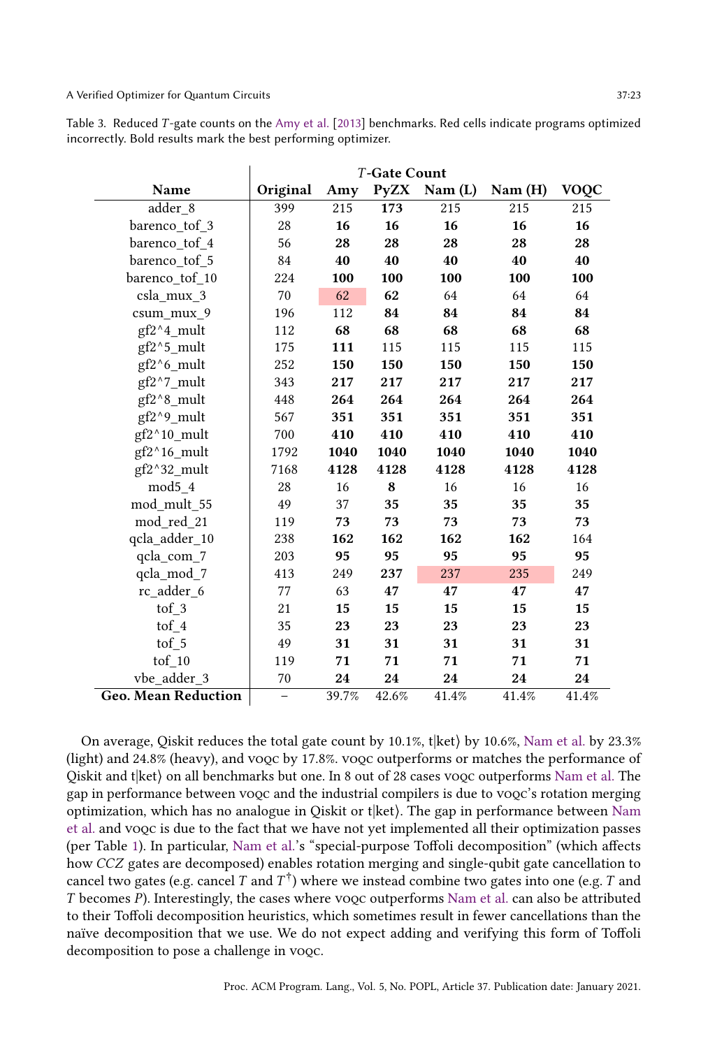Table 3. Reduced $T$-gate counts on the Amy et al. [2013] benchmarks. Red cells indicate programs optimized incorrectly. Bold results mark the best performing optimizer.

| Name | $T$-Gate Count | | | | | |
|---|---|---|---|---|---|---|
| | Original | Amy | PyZX | Nam (L) | Nam (H) | VOQC |
| adder_8 | 399 | 215 | **173** | 215 | 215 | 215 |
| barenco_tof_3 | 28 | **16** | **16** | **16** | **16** | **16** |
| barenco_tof_4 | 56 | **28** | **28** | **28** | **28** | **28** |
| barenco_tof_5 | 84 | **40** | **40** | **40** | **40** | **40** |
| barenco_tof_10 | 224 | **100** | **100** | **100** | **100** | **100** |
| csla_mux_3 | 70 | 62 | **62** | 64 | 64 | 64 |
| csum_mux_9 | 196 | 112 | **84** | **84** | **84** | **84** |
| gf2^4_mult | 112 | **68** | **68** | **68** | **68** | **68** |
| gf2^5_mult | 175 | **111** | 115 | 115 | 115 | 115 |
| gf2^6_mult | 252 | **150** | **150** | **150** | **150** | **150** |
| gf2^7_mult | 343 | **217** | **217** | **217** | **217** | **217** |
| gf2^8_mult | 448 | **264** | **264** | **264** | **264** | **264** |
| gf2^9_mult | 567 | **351** | **351** | **351** | **351** | **351** |
| gf2^10_mult | 700 | **410** | **410** | **410** | **410** | **410** |
| gf2^16_mult | 1792 | **1040** | **1040** | **1040** | **1040** | **1040** |
| gf2^32_mult | 7168 | **4128** | **4128** | **4128** | **4128** | **4128** |
| mod5_4 | 28 | 16 | **8** | 16 | 16 | 16 |
| mod_mult_55 | 49 | 37 | **35** | **35** | **35** | **35** |
| mod_red_21 | 119 | **73** | **73** | **73** | **73** | **73** |
| qcla_adder_10 | 238 | **162** | **162** | **162** | **162** | 164 |
| qcla_com_7 | 203 | **95** | **95** | **95** | **95** | **95** |
| qcla_mod_7 | 413 | 249 | **237** | 237 | 235 | 249 |
| rc_adder_6 | 77 | 63 | **47** | **47** | **47** | **47** |
| tof_3 | 21 | **15** | **15** | **15** | **15** | **15** |
| tof_4 | 35 | **23** | **23** | **23** | **23** | **23** |
| tof_5 | 49 | **31** | **31** | **31** | **31** | **31** |
| tof_10 | 119 | **71** | **71** | **71** | **71** | **71** |
| vbe_adder_3 | 70 | **24** | **24** | **24** | **24** | **24** |
| **Geo. Mean Reduction** | – | 39.7% | 42.6% | 41.4% | 41.4% | 41.4% |

On average, Qiskit reduces the total gate count by 10.1%, t|ket⟩ by 10.6%, Nam et al. by 23.3% (light) and 24.8% (heavy), and VOQC by 17.8%. VOQC outperforms or matches the performance of Qiskit and t|ket⟩ on all benchmarks but one. In 8 out of 28 cases VOQC outperforms Nam et al. The gap in performance between VOQC and the industrial compilers is due to VOQC's rotation merging optimization, which has no analogue in Qiskit or t|ket⟩. The gap in performance between Nam et al. and VOQC is due to the fact that we have not yet implemented all their optimization passes (per Table 1). In particular, Nam et al.'s "special-purpose Toffoli decomposition" (which affects how $CCZ$ gates are decomposed) enables rotation merging and single-qubit gate cancellation to cancel two gates (e.g. cancel $T$ and $T^\dagger$) where we instead combine two gates into one (e.g. $T$ and $T$ becomes $P$). Interestingly, the cases where VOQC outperforms Nam et al. can also be attributed to their Toffoli decomposition heuristics, which sometimes result in fewer cancellations than the naïve decomposition that we use. We do not expect adding and verifying this form of Toffoli decomposition to pose a challenge in VOQC.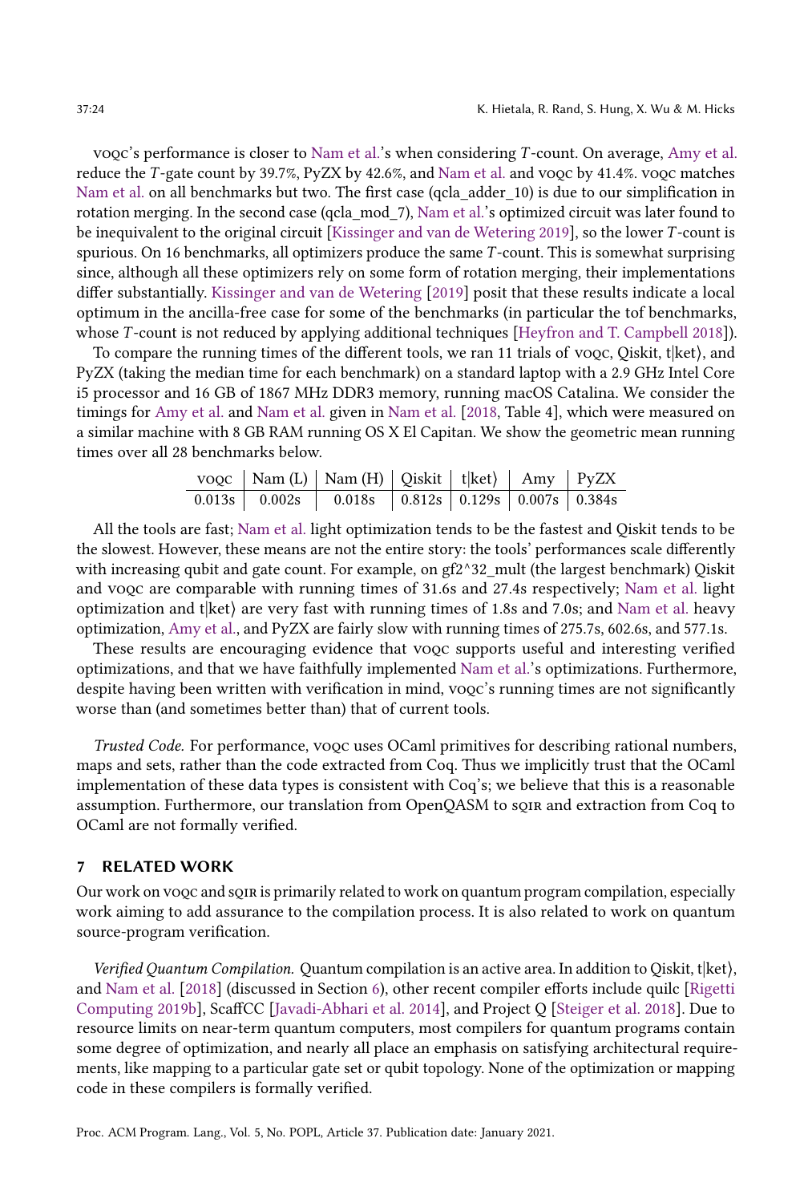voqc's performance is closer to Nam et al.'s when considering $T$-count. On average, Amy et al. reduce the $T$-gate count by 39.7%, PyZX by 42.6%, and Nam et al. and voqc by 41.4%. voqc matches Nam et al. on all benchmarks but two. The first case (qcla_adder_10) is due to our simplification in rotation merging. In the second case (qcla_mod_7), Nam et al.'s optimized circuit was later found to be inequivalent to the original circuit [Kissinger and van de Wetering 2019], so the lower $T$-count is spurious. On 16 benchmarks, all optimizers produce the same $T$-count. This is somewhat surprising since, although all these optimizers rely on some form of rotation merging, their implementations differ substantially. Kissinger and van de Wetering [2019] posit that these results indicate a local optimum in the ancilla-free case for some of the benchmarks (in particular the tof benchmarks, whose $T$-count is not reduced by applying additional techniques [Heyfron and T. Campbell 2018]).

To compare the running times of the different tools, we ran 11 trials of voqc, Qiskit, t|ket⟩, and PyZX (taking the median time for each benchmark) on a standard laptop with a 2.9 GHz Intel Core i5 processor and 16 GB of 1867 MHz DDR3 memory, running macOS Catalina. We consider the timings for Amy et al. and Nam et al. given in Nam et al. [2018, Table 4], which were measured on a similar machine with 8 GB RAM running OS X El Capitan. We show the geometric mean running times over all 28 benchmarks below.

| voqc | Nam (L) | Nam (H) | Qiskit | t\|ket⟩ | Amy | PyZX |
|---|---|---|---|---|---|---|
| 0.013s | 0.002s | 0.018s | 0.812s | 0.129s | 0.007s | 0.384s |

All the tools are fast; Nam et al. light optimization tends to be the fastest and Qiskit tends to be the slowest. However, these means are not the entire story: the tools' performances scale differently with increasing qubit and gate count. For example, on gf2^32_mult (the largest benchmark) Qiskit and voqc are comparable with running times of 31.6s and 27.4s respectively; Nam et al. light optimization and t|ket⟩ are very fast with running times of 1.8s and 7.0s; and Nam et al. heavy optimization, Amy et al., and PyZX are fairly slow with running times of 275.7s, 602.6s, and 577.1s.

These results are encouraging evidence that voqc supports useful and interesting verified optimizations, and that we have faithfully implemented Nam et al.'s optimizations. Furthermore, despite having been written with verification in mind, voqc's running times are not significantly worse than (and sometimes better than) that of current tools.

*Trusted Code.* For performance, voqc uses OCaml primitives for describing rational numbers, maps and sets, rather than the code extracted from Coq. Thus we implicitly trust that the OCaml implementation of these data types is consistent with Coq's; we believe that this is a reasonable assumption. Furthermore, our translation from OpenQASM to sqir and extraction from Coq to OCaml are not formally verified.

## 7 RELATED WORK

Our work on voqc and sqir is primarily related to work on quantum program compilation, especially work aiming to add assurance to the compilation process. It is also related to work on quantum source-program verification.

*Verified Quantum Compilation.* Quantum compilation is an active area. In addition to Qiskit, t|ket⟩, and Nam et al. [2018] (discussed in Section 6), other recent compiler efforts include quilc [Rigetti Computing 2019b], ScaffCC [Javadi-Abhari et al. 2014], and Project Q [Steiger et al. 2018]. Due to resource limits on near-term quantum computers, most compilers for quantum programs contain some degree of optimization, and nearly all place an emphasis on satisfying architectural requirements, like mapping to a particular gate set or qubit topology. None of the optimization or mapping code in these compilers is formally verified.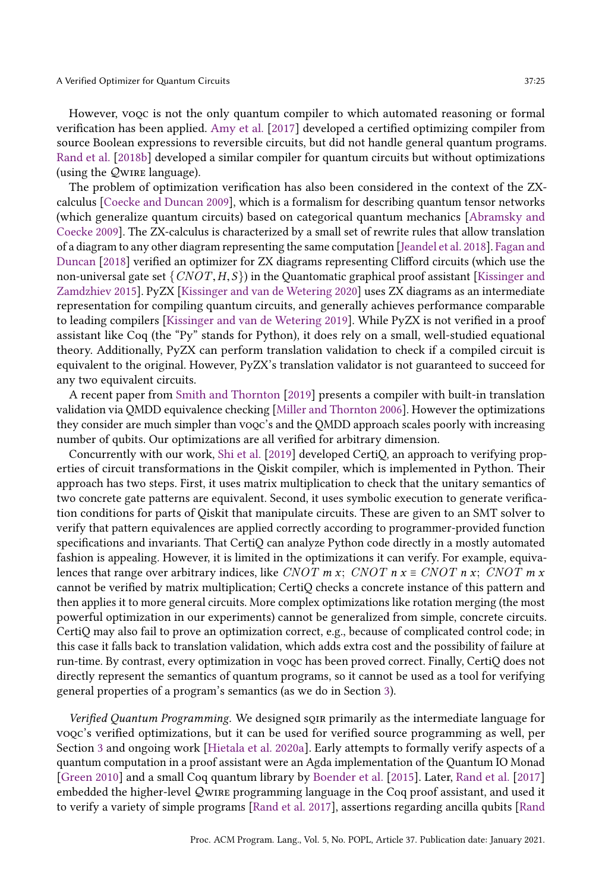However, VOQC is not the only quantum compiler to which automated reasoning or formal verification has been applied. Amy et al. [2017] developed a certified optimizing compiler from source Boolean expressions to reversible circuits, but did not handle general quantum programs. Rand et al. [2018b] developed a similar compiler for quantum circuits but without optimizations (using the $\mathcal{Q}$WIRE language).

The problem of optimization verification has also been considered in the context of the ZX-calculus [Coecke and Duncan 2009], which is a formalism for describing quantum tensor networks (which generalize quantum circuits) based on categorical quantum mechanics [Abramsky and Coecke 2009]. The ZX-calculus is characterized by a small set of rewrite rules that allow translation of a diagram to any other diagram representing the same computation [Jeandel et al. 2018]. Fagan and Duncan [2018] verified an optimizer for ZX diagrams representing Clifford circuits (which use the non-universal gate set $\{CNOT, H, S\}$) in the Quantomatic graphical proof assistant [Kissinger and Zamdzhiev 2015]. PyZX [Kissinger and van de Wetering 2020] uses ZX diagrams as an intermediate representation for compiling quantum circuits, and generally achieves performance comparable to leading compilers [Kissinger and van de Wetering 2019]. While PyZX is not verified in a proof assistant like Coq (the "Py" stands for Python), it does rely on a small, well-studied equational theory. Additionally, PyZX can perform translation validation to check if a compiled circuit is equivalent to the original. However, PyZX's translation validator is not guaranteed to succeed for any two equivalent circuits.

A recent paper from Smith and Thornton [2019] presents a compiler with built-in translation validation via QMDD equivalence checking [Miller and Thornton 2006]. However the optimizations they consider are much simpler than VOQC's and the QMDD approach scales poorly with increasing number of qubits. Our optimizations are all verified for arbitrary dimension.

Concurrently with our work, Shi et al. [2019] developed CertiQ, an approach to verifying properties of circuit transformations in the Qiskit compiler, which is implemented in Python. Their approach has two steps. First, it uses matrix multiplication to check that the unitary semantics of two concrete gate patterns are equivalent. Second, it uses symbolic execution to generate verification conditions for parts of Qiskit that manipulate circuits. These are given to an SMT solver to verify that pattern equivalences are applied correctly according to programmer-provided function specifications and invariants. That CertiQ can analyze Python code directly in a mostly automated fashion is appealing. However, it is limited in the optimizations it can verify. For example, equivalences that range over arbitrary indices, like $CNOT\ m\ x;\ CNOT\ n\ x \equiv CNOT\ n\ x;\ CNOT\ m\ x$ cannot be verified by matrix multiplication; CertiQ checks a concrete instance of this pattern and then applies it to more general circuits. More complex optimizations like rotation merging (the most powerful optimization in our experiments) cannot be generalized from simple, concrete circuits. CertiQ may also fail to prove an optimization correct, e.g., because of complicated control code; in this case it falls back to translation validation, which adds extra cost and the possibility of failure at run-time. By contrast, every optimization in VOQC has been proved correct. Finally, CertiQ does not directly represent the semantics of quantum programs, so it cannot be used as a tool for verifying general properties of a program's semantics (as we do in Section 3).

*Verified Quantum Programming.* We designed SQIR primarily as the intermediate language for VOQC's verified optimizations, but it can be used for verified source programming as well, per Section 3 and ongoing work [Hietala et al. 2020a]. Early attempts to formally verify aspects of a quantum computation in a proof assistant were an Agda implementation of the Quantum IO Monad [Green 2010] and a small Coq quantum library by Boender et al. [2015]. Later, Rand et al. [2017] embedded the higher-level $\mathcal{Q}$WIRE programming language in the Coq proof assistant, and used it to verify a variety of simple programs [Rand et al. 2017], assertions regarding ancilla qubits [Rand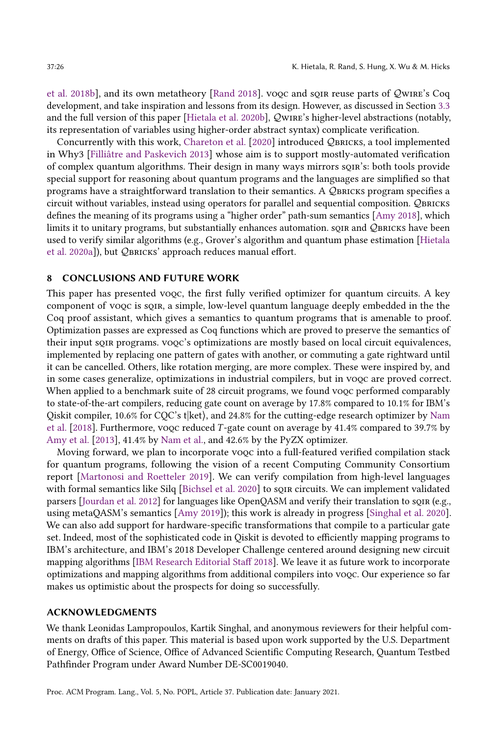et al. 2018b], and its own metatheory [Rand 2018]. voqc and sqir reuse parts of $\mathcal{Q}$wire's Coq development, and take inspiration and lessons from its design. However, as discussed in Section 3.3 and the full version of this paper [Hietala et al. 2020b], $\mathcal{Q}$wire's higher-level abstractions (notably, its representation of variables using higher-order abstract syntax) complicate verification.

Concurrently with this work, Chareton et al. [2020] introduced $\mathcal{Q}$bricks, a tool implemented in Why3 [Filliâtre and Paskevich 2013] whose aim is to support mostly-automated verification of complex quantum algorithms. Their design in many ways mirrors sqir's: both tools provide special support for reasoning about quantum programs and the languages are simplified so that programs have a straightforward translation to their semantics. A $\mathcal{Q}$bricks program specifies a circuit without variables, instead using operators for parallel and sequential composition. $\mathcal{Q}$bricks defines the meaning of its programs using a "higher order" path-sum semantics [Amy 2018], which limits it to unitary programs, but substantially enhances automation. sqir and $\mathcal{Q}$bricks have been used to verify similar algorithms (e.g., Grover's algorithm and quantum phase estimation [Hietala et al. 2020a]), but $\mathcal{Q}$bricks' approach reduces manual effort.

## 8 CONCLUSIONS AND FUTURE WORK

This paper has presented voqc, the first fully verified optimizer for quantum circuits. A key component of voqc is sqir, a simple, low-level quantum language deeply embedded in the the Coq proof assistant, which gives a semantics to quantum programs that is amenable to proof. Optimization passes are expressed as Coq functions which are proved to preserve the semantics of their input sqir programs. voqc's optimizations are mostly based on local circuit equivalences, implemented by replacing one pattern of gates with another, or commuting a gate rightward until it can be cancelled. Others, like rotation merging, are more complex. These were inspired by, and in some cases generalize, optimizations in industrial compilers, but in voqc are proved correct. When applied to a benchmark suite of 28 circuit programs, we found voqc performed comparably to state-of-the-art compilers, reducing gate count on average by 17.8% compared to 10.1% for IBM's Qiskit compiler, 10.6% for CQC's t|ket⟩, and 24.8% for the cutting-edge research optimizer by Nam et al. [2018]. Furthermore, voqc reduced $T$-gate count on average by 41.4% compared to 39.7% by Amy et al. [2013], 41.4% by Nam et al., and 42.6% by the PyZX optimizer.

Moving forward, we plan to incorporate voqc into a full-featured verified compilation stack for quantum programs, following the vision of a recent Computing Community Consortium report [Martonosi and Roetteler 2019]. We can verify compilation from high-level languages with formal semantics like Silq [Bichsel et al. 2020] to sqir circuits. We can implement validated parsers [Jourdan et al. 2012] for languages like OpenQASM and verify their translation to sqir (e.g., using metaQASM's semantics [Amy 2019]); this work is already in progress [Singhal et al. 2020]. We can also add support for hardware-specific transformations that compile to a particular gate set. Indeed, most of the sophisticated code in Qiskit is devoted to efficiently mapping programs to IBM's architecture, and IBM's 2018 Developer Challenge centered around designing new circuit mapping algorithms [IBM Research Editorial Staff 2018]. We leave it as future work to incorporate optimizations and mapping algorithms from additional compilers into voqc. Our experience so far makes us optimistic about the prospects for doing so successfully.

## ACKNOWLEDGMENTS

We thank Leonidas Lampropoulos, Kartik Singhal, and anonymous reviewers for their helpful comments on drafts of this paper. This material is based upon work supported by the U.S. Department of Energy, Office of Science, Office of Advanced Scientific Computing Research, Quantum Testbed Pathfinder Program under Award Number DE-SC0019040.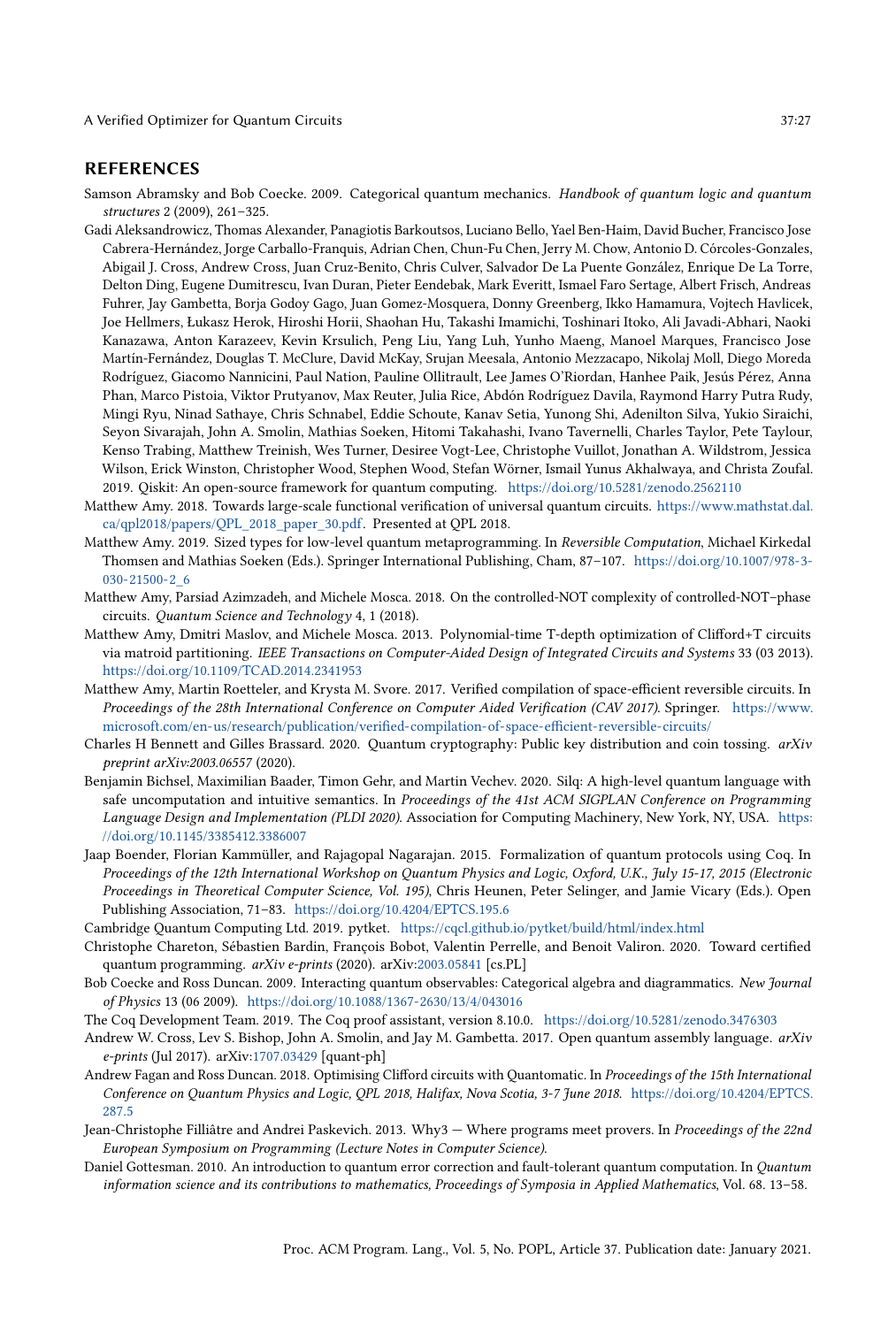## REFERENCES

Samson Abramsky and Bob Coecke. 2009. Categorical quantum mechanics. *Handbook of quantum logic and quantum structures* 2 (2009), 261–325.

Gadi Aleksandrowicz, Thomas Alexander, Panagiotis Barkoutsos, Luciano Bello, Yael Ben-Haim, David Bucher, Francisco Jose Cabrera-Hernández, Jorge Carballo-Franquis, Adrian Chen, Chun-Fu Chen, Jerry M. Chow, Antonio D. Córcoles-Gonzales, Abigail J. Cross, Andrew Cross, Juan Cruz-Benito, Chris Culver, Salvador De La Puente González, Enrique De La Torre, Delton Ding, Eugene Dumitrescu, Ivan Duran, Pieter Eendebak, Mark Everitt, Ismael Faro Sertage, Albert Frisch, Andreas Fuhrer, Jay Gambetta, Borja Godoy Gago, Juan Gomez-Mosquera, Donny Greenberg, Ikko Hamamura, Vojtech Havlicek, Joe Hellmers, Łukasz Herok, Hiroshi Horii, Shaohan Hu, Takashi Imamichi, Toshinari Itoko, Ali Javadi-Abhari, Naoki Kanazawa, Anton Karazeev, Kevin Krsulich, Peng Liu, Yang Luh, Yunho Maeng, Manoel Marques, Francisco Jose Martín-Fernández, Douglas T. McClure, David McKay, Srujan Meesala, Antonio Mezzacapo, Nikolaj Moll, Diego Moreda Rodríguez, Giacomo Nannicini, Paul Nation, Pauline Ollitrault, Lee James O'Riordan, Hanhee Paik, Jesús Pérez, Anna Phan, Marco Pistoia, Viktor Prutyanov, Max Reuter, Julia Rice, Abdón Rodríguez Davila, Raymond Harry Putra Rudy, Mingi Ryu, Ninad Sathaye, Chris Schnabel, Eddie Schoute, Kanav Setia, Yunong Shi, Adenilton Silva, Yukio Siraichi, Seyon Sivarajah, John A. Smolin, Mathias Soeken, Hitomi Takahashi, Ivano Tavernelli, Charles Taylor, Pete Taylour, Kenso Trabing, Matthew Treinish, Wes Turner, Desiree Vogt-Lee, Christophe Vuillot, Jonathan A. Wildstrom, Jessica Wilson, Erick Winston, Christopher Wood, Stephen Wood, Stefan Wörner, Ismail Yunus Akhalwaya, and Christa Zoufal. 2019. Qiskit: An open-source framework for quantum computing. https://doi.org/10.5281/zenodo.2562110

Matthew Amy. 2018. Towards large-scale functional verification of universal quantum circuits. https://www.mathstat.dal.ca/qpl2018/papers/QPL_2018_paper_30.pdf. Presented at QPL 2018.

Matthew Amy. 2019. Sized types for low-level quantum metaprogramming. In *Reversible Computation*, Michael Kirkedal Thomsen and Mathias Soeken (Eds.). Springer International Publishing, Cham, 87–107. https://doi.org/10.1007/978-3-030-21500-2_6

Matthew Amy, Parsiad Azimzadeh, and Michele Mosca. 2018. On the controlled-NOT complexity of controlled-NOT–phase circuits. *Quantum Science and Technology* 4, 1 (2018).

Matthew Amy, Dmitri Maslov, and Michele Mosca. 2013. Polynomial-time T-depth optimization of Clifford+T circuits via matroid partitioning. *IEEE Transactions on Computer-Aided Design of Integrated Circuits and Systems* 33 (03 2013). https://doi.org/10.1109/TCAD.2014.2341953

Matthew Amy, Martin Roetteler, and Krysta M. Svore. 2017. Verified compilation of space-efficient reversible circuits. In *Proceedings of the 28th International Conference on Computer Aided Verification (CAV 2017)*. Springer. https://www.microsoft.com/en-us/research/publication/verified-compilation-of-space-efficient-reversible-circuits/

Charles H Bennett and Gilles Brassard. 2020. Quantum cryptography: Public key distribution and coin tossing. *arXiv preprint arXiv:2003.06557* (2020).

Benjamin Bichsel, Maximilian Baader, Timon Gehr, and Martin Vechev. 2020. Silq: A high-level quantum language with safe uncomputation and intuitive semantics. In *Proceedings of the 41st ACM SIGPLAN Conference on Programming Language Design and Implementation (PLDI 2020)*. Association for Computing Machinery, New York, NY, USA. https://doi.org/10.1145/3385412.3386007

Jaap Boender, Florian Kammüller, and Rajagopal Nagarajan. 2015. Formalization of quantum protocols using Coq. In *Proceedings of the 12th International Workshop on Quantum Physics and Logic, Oxford, U.K., July 15-17, 2015 (Electronic Proceedings in Theoretical Computer Science, Vol. 195)*, Chris Heunen, Peter Selinger, and Jamie Vicary (Eds.). Open Publishing Association, 71–83. https://doi.org/10.4204/EPTCS.195.6

Cambridge Quantum Computing Ltd. 2019. pytket. https://cqcl.github.io/pytket/build/html/index.html

Christophe Chareton, Sébastien Bardin, François Bobot, Valentin Perrelle, and Benoit Valiron. 2020. Toward certified quantum programming. *arXiv e-prints* (2020). arXiv:2003.05841 [cs.PL]

Bob Coecke and Ross Duncan. 2009. Interacting quantum observables: Categorical algebra and diagrammatics. *New Journal of Physics* 13 (06 2009). https://doi.org/10.1088/1367-2630/13/4/043016

The Coq Development Team. 2019. The Coq proof assistant, version 8.10.0. https://doi.org/10.5281/zenodo.3476303

Andrew W. Cross, Lev S. Bishop, John A. Smolin, and Jay M. Gambetta. 2017. Open quantum assembly language. *arXiv e-prints* (Jul 2017). arXiv:1707.03429 [quant-ph]

Andrew Fagan and Ross Duncan. 2018. Optimising Clifford circuits with Quantomatic. In *Proceedings of the 15th International Conference on Quantum Physics and Logic, QPL 2018, Halifax, Nova Scotia, 3-7 June 2018*. https://doi.org/10.4204/EPTCS.287.5

Jean-Christophe Filliâtre and Andrei Paskevich. 2013. Why3 — Where programs meet provers. In *Proceedings of the 22nd European Symposium on Programming (Lecture Notes in Computer Science)*.

Daniel Gottesman. 2010. An introduction to quantum error correction and fault-tolerant quantum computation. In *Quantum information science and its contributions to mathematics, Proceedings of Symposia in Applied Mathematics*, Vol. 68. 13–58.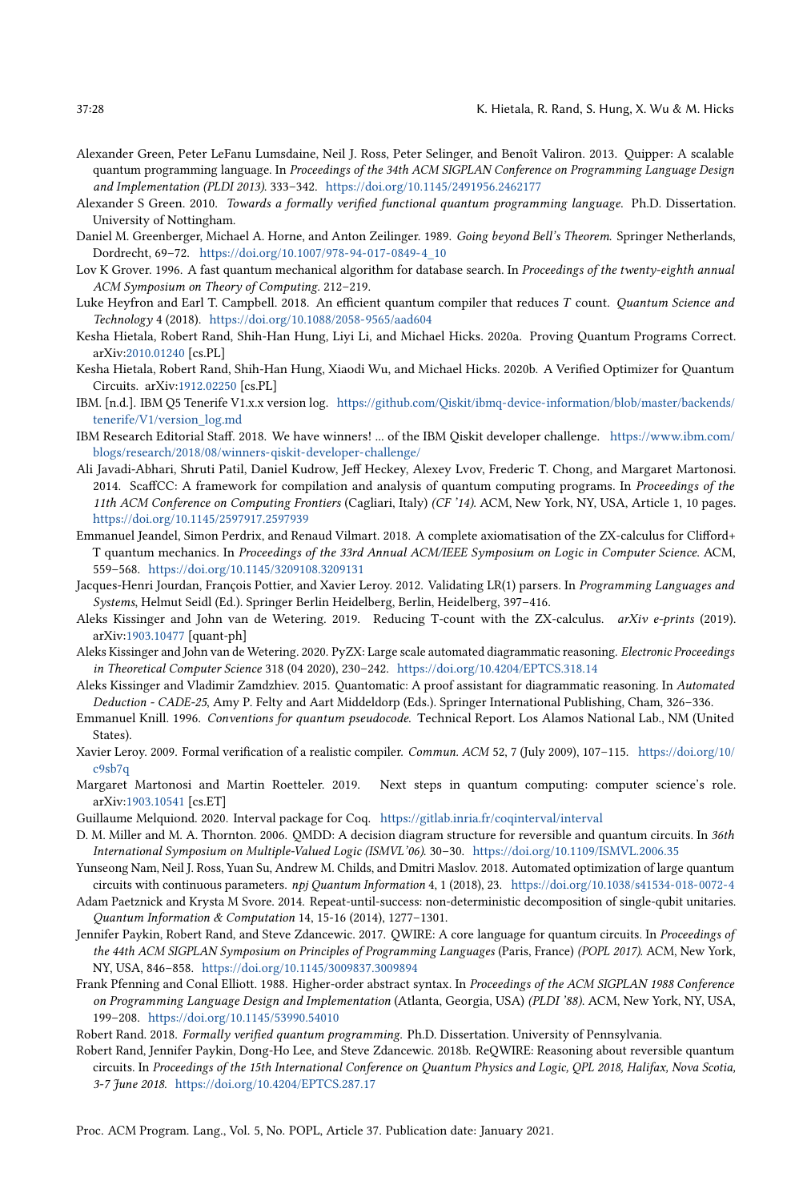Alexander Green, Peter LeFanu Lumsdaine, Neil J. Ross, Peter Selinger, and Benoît Valiron. 2013. Quipper: A scalable quantum programming language. In *Proceedings of the 34th ACM SIGPLAN Conference on Programming Language Design and Implementation (PLDI 2013)*. 333–342. https://doi.org/10.1145/2491956.2462177

Alexander S Green. 2010. *Towards a formally verified functional quantum programming language.* Ph.D. Dissertation. University of Nottingham.

Daniel M. Greenberger, Michael A. Horne, and Anton Zeilinger. 1989. *Going beyond Bell's Theorem.* Springer Netherlands, Dordrecht, 69–72. https://doi.org/10.1007/978-94-017-0849-4_10

Lov K Grover. 1996. A fast quantum mechanical algorithm for database search. In *Proceedings of the twenty-eighth annual ACM Symposium on Theory of Computing*. 212–219.

Luke Heyfron and Earl T. Campbell. 2018. An efficient quantum compiler that reduces $T$ count. *Quantum Science and Technology* 4 (2018). https://doi.org/10.1088/2058-9565/aad604

Kesha Hietala, Robert Rand, Shih-Han Hung, Liyi Li, and Michael Hicks. 2020a. Proving Quantum Programs Correct. arXiv:2010.01240 [cs.PL]

Kesha Hietala, Robert Rand, Shih-Han Hung, Xiaodi Wu, and Michael Hicks. 2020b. A Verified Optimizer for Quantum Circuits. arXiv:1912.02250 [cs.PL]

IBM. [n.d.]. IBM Q5 Tenerife V1.x.x version log. https://github.com/Qiskit/ibmq-device-information/blob/master/backends/tenerife/V1/version_log.md

IBM Research Editorial Staff. 2018. We have winners! ... of the IBM Qiskit developer challenge. https://www.ibm.com/blogs/research/2018/08/winners-qiskit-developer-challenge/

Ali Javadi-Abhari, Shruti Patil, Daniel Kudrow, Jeff Heckey, Alexey Lvov, Frederic T. Chong, and Margaret Martonosi. 2014. ScaffCC: A framework for compilation and analysis of quantum computing programs. In *Proceedings of the 11th ACM Conference on Computing Frontiers* (Cagliari, Italy) *(CF '14)*. ACM, New York, NY, USA, Article 1, 10 pages. https://doi.org/10.1145/2597917.2597939

Emmanuel Jeandel, Simon Perdrix, and Renaud Vilmart. 2018. A complete axiomatisation of the ZX-calculus for Clifford+T quantum mechanics. In *Proceedings of the 33rd Annual ACM/IEEE Symposium on Logic in Computer Science.* ACM, 559–568. https://doi.org/10.1145/3209108.3209131

Jacques-Henri Jourdan, François Pottier, and Xavier Leroy. 2012. Validating LR(1) parsers. In *Programming Languages and Systems*, Helmut Seidl (Ed.). Springer Berlin Heidelberg, Berlin, Heidelberg, 397–416.

Aleks Kissinger and John van de Wetering. 2019. Reducing T-count with the ZX-calculus. *arXiv e-prints* (2019). arXiv:1903.10477 [quant-ph]

Aleks Kissinger and John van de Wetering. 2020. PyZX: Large scale automated diagrammatic reasoning. *Electronic Proceedings in Theoretical Computer Science* 318 (04 2020), 230–242. https://doi.org/10.4204/EPTCS.318.14

Aleks Kissinger and Vladimir Zamdzhiev. 2015. Quantomatic: A proof assistant for diagrammatic reasoning. In *Automated Deduction - CADE-25*, Amy P. Felty and Aart Middeldorp (Eds.). Springer International Publishing, Cham, 326–336.

Emmanuel Knill. 1996. *Conventions for quantum pseudocode.* Technical Report. Los Alamos National Lab., NM (United States).

Xavier Leroy. 2009. Formal verification of a realistic compiler. *Commun. ACM* 52, 7 (July 2009), 107–115. https://doi.org/10/c9sb7q

Margaret Martonosi and Martin Roetteler. 2019. Next steps in quantum computing: computer science's role. arXiv:1903.10541 [cs.ET]

Guillaume Melquiond. 2020. Interval package for Coq. https://gitlab.inria.fr/coqinterval/interval

D. M. Miller and M. A. Thornton. 2006. QMDD: A decision diagram structure for reversible and quantum circuits. In *36th International Symposium on Multiple-Valued Logic (ISMVL'06)*. 30–30. https://doi.org/10.1109/ISMVL.2006.35

Yunseong Nam, Neil J. Ross, Yuan Su, Andrew M. Childs, and Dmitri Maslov. 2018. Automated optimization of large quantum circuits with continuous parameters. *npj Quantum Information* 4, 1 (2018), 23. https://doi.org/10.1038/s41534-018-0072-4

Adam Paetznick and Krysta M Svore. 2014. Repeat-until-success: non-deterministic decomposition of single-qubit unitaries. *Quantum Information & Computation* 14, 15-16 (2014), 1277–1301.

Jennifer Paykin, Robert Rand, and Steve Zdancewic. 2017. QWIRE: A core language for quantum circuits. In *Proceedings of the 44th ACM SIGPLAN Symposium on Principles of Programming Languages* (Paris, France) *(POPL 2017)*. ACM, New York, NY, USA, 846–858. https://doi.org/10.1145/3009837.3009894

Frank Pfenning and Conal Elliott. 1988. Higher-order abstract syntax. In *Proceedings of the ACM SIGPLAN 1988 Conference on Programming Language Design and Implementation* (Atlanta, Georgia, USA) *(PLDI '88)*. ACM, New York, NY, USA, 199–208. https://doi.org/10.1145/53990.54010

Robert Rand. 2018. *Formally verified quantum programming.* Ph.D. Dissertation. University of Pennsylvania.

Robert Rand, Jennifer Paykin, Dong-Ho Lee, and Steve Zdancewic. 2018b. ReQWIRE: Reasoning about reversible quantum circuits. In *Proceedings of the 15th International Conference on Quantum Physics and Logic, QPL 2018, Halifax, Nova Scotia, 3-7 June 2018.* https://doi.org/10.4204/EPTCS.287.17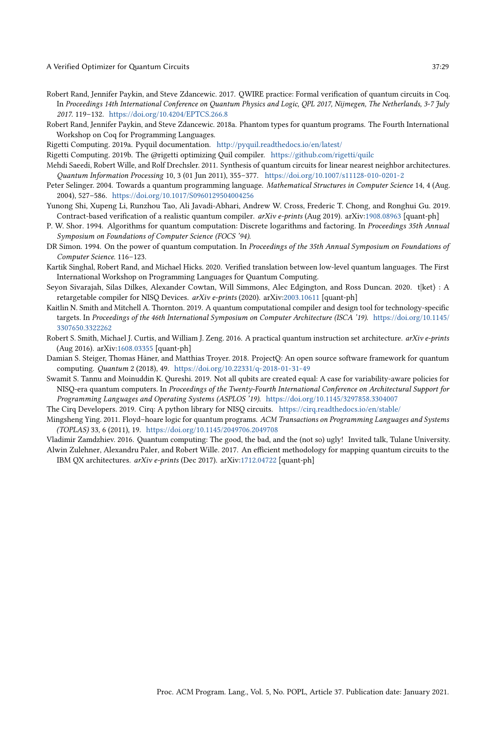Robert Rand, Jennifer Paykin, and Steve Zdancewic. 2017. QWIRE practice: Formal verification of quantum circuits in Coq. In *Proceedings 14th International Conference on Quantum Physics and Logic, QPL 2017, Nijmegen, The Netherlands, 3-7 July 2017*. 119–132. https://doi.org/10.4204/EPTCS.266.8

Robert Rand, Jennifer Paykin, and Steve Zdancewic. 2018a. Phantom types for quantum programs. The Fourth International Workshop on Coq for Programming Languages.

Rigetti Computing. 2019a. Pyquil documentation. http://pyquil.readthedocs.io/en/latest/

Rigetti Computing. 2019b. The @rigetti optimizing Quil compiler. https://github.com/rigetti/quilc

Mehdi Saeedi, Robert Wille, and Rolf Drechsler. 2011. Synthesis of quantum circuits for linear nearest neighbor architectures. *Quantum Information Processing* 10, 3 (01 Jun 2011), 355–377. https://doi.org/10.1007/s11128-010-0201-2

Peter Selinger. 2004. Towards a quantum programming language. *Mathematical Structures in Computer Science* 14, 4 (Aug. 2004), 527–586. https://doi.org/10.1017/S0960129504004256

Yunong Shi, Xupeng Li, Runzhou Tao, Ali Javadi-Abhari, Andrew W. Cross, Frederic T. Chong, and Ronghui Gu. 2019. Contract-based verification of a realistic quantum compiler. *arXiv e-prints* (Aug 2019). arXiv:1908.08963 [quant-ph]

P. W. Shor. 1994. Algorithms for quantum computation: Discrete logarithms and factoring. In *Proceedings 35th Annual Symposium on Foundations of Computer Science (FOCS '94)*.

DR Simon. 1994. On the power of quantum computation. In *Proceedings of the 35th Annual Symposium on Foundations of Computer Science*. 116–123.

Kartik Singhal, Robert Rand, and Michael Hicks. 2020. Verified translation between low-level quantum languages. The First International Workshop on Programming Languages for Quantum Computing.

Seyon Sivarajah, Silas Dilkes, Alexander Cowtan, Will Simmons, Alec Edgington, and Ross Duncan. 2020. t|ket⟩ : A retargetable compiler for NISQ Devices. *arXiv e-prints* (2020). arXiv:2003.10611 [quant-ph]

Kaitlin N. Smith and Mitchell A. Thornton. 2019. A quantum computational compiler and design tool for technology-specific targets. In *Proceedings of the 46th International Symposium on Computer Architecture (ISCA '19)*. https://doi.org/10.1145/3307650.3322262

Robert S. Smith, Michael J. Curtis, and William J. Zeng. 2016. A practical quantum instruction set architecture. *arXiv e-prints* (Aug 2016). arXiv:1608.03355 [quant-ph]

Damian S. Steiger, Thomas Häner, and Matthias Troyer. 2018. ProjectQ: An open source software framework for quantum computing. *Quantum* 2 (2018), 49. https://doi.org/10.22331/q-2018-01-31-49

Swamit S. Tannu and Moinuddin K. Qureshi. 2019. Not all qubits are created equal: A case for variability-aware policies for NISQ-era quantum computers. In *Proceedings of the Twenty-Fourth International Conference on Architectural Support for Programming Languages and Operating Systems (ASPLOS '19)*. https://doi.org/10.1145/3297858.3304007

The Cirq Developers. 2019. Cirq: A python library for NISQ circuits. https://cirq.readthedocs.io/en/stable/

Mingsheng Ying. 2011. Floyd–hoare logic for quantum programs. *ACM Transactions on Programming Languages and Systems (TOPLAS)* 33, 6 (2011), 19. https://doi.org/10.1145/2049706.2049708

Vladimir Zamdzhiev. 2016. Quantum computing: The good, the bad, and the (not so) ugly! Invited talk, Tulane University.

Alwin Zulehner, Alexandru Paler, and Robert Wille. 2017. An efficient methodology for mapping quantum circuits to the IBM QX architectures. *arXiv e-prints* (Dec 2017). arXiv:1712.04722 [quant-ph]